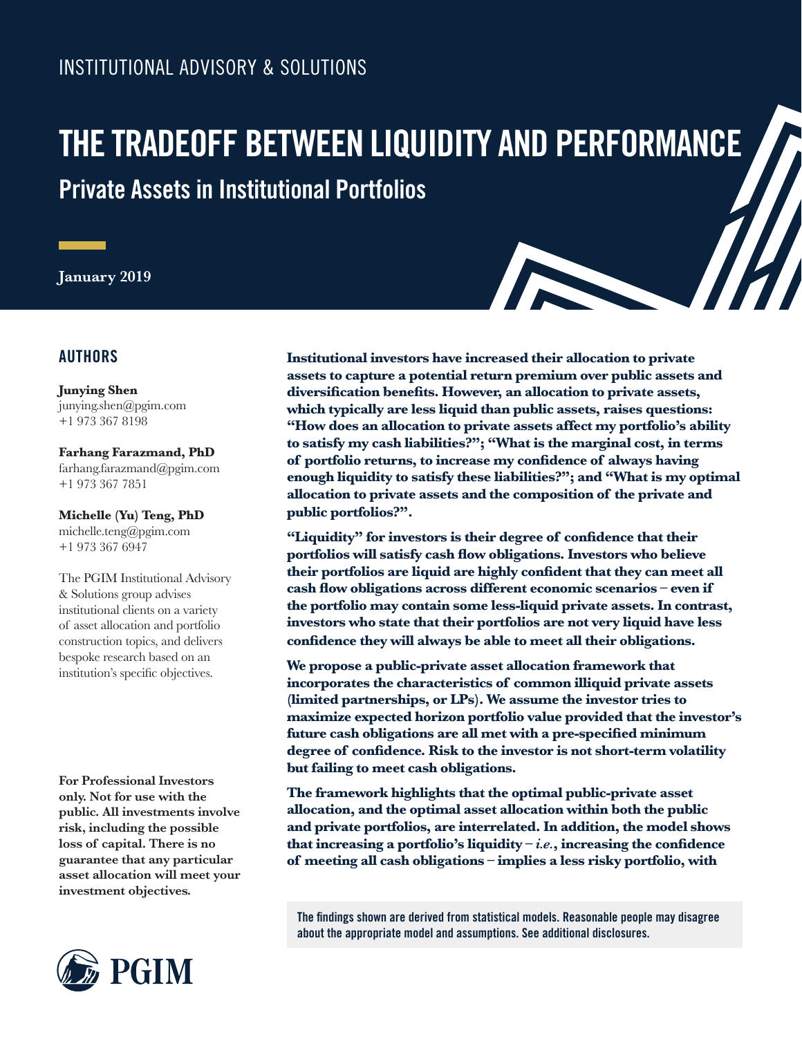INSTITUTIONAL ADVISORY & SOLUTIONS

# THE TRADEOFF BETWEEN LIQUIDITY AND PERFORMANCE

## Private Assets in Institutional Portfolios

**January 2019**

### AUTHORS

**Junying Shen**
junying.shen@pgim.com
+1 973 367 8198

**Farhang Farazmand, PhD**
farhang.farazmand@pgim.com
+1 973 367 7851

**Michelle (Yu) Teng, PhD**
michelle.teng@pgim.com
+1 973 367 6947

The PGIM Institutional Advisory & Solutions group advises institutional clients on a variety of asset allocation and portfolio construction topics, and delivers bespoke research based on an institution's specific objectives.

**For Professional Investors only. Not for use with the public. All investments involve risk, including the possible loss of capital. There is no guarantee that any particular asset allocation will meet your investment objectives.**

**Institutional investors have increased their allocation to private assets to capture a potential return premium over public assets and diversification benefits. However, an allocation to private assets, which typically are less liquid than public assets, raises questions: "How does an allocation to private assets affect my portfolio's ability to satisfy my cash liabilities?"; "What is the marginal cost, in terms of portfolio returns, to increase my confidence of always having enough liquidity to satisfy these liabilities?"; and "What is my optimal allocation to private assets and the composition of the private and public portfolios?".**

**"Liquidity" for investors is their degree of confidence that their portfolios will satisfy cash flow obligations. Investors who believe their portfolios are liquid are highly confident that they can meet all cash flow obligations across different economic scenarios – even if the portfolio may contain some less-liquid private assets. In contrast, investors who state that their portfolios are not very liquid have less confidence they will always be able to meet all their obligations.**

**We propose a public-private asset allocation framework that incorporates the characteristics of common illiquid private assets (limited partnerships, or LPs). We assume the investor tries to maximize expected horizon portfolio value provided that the investor's future cash obligations are all met with a pre-specified minimum degree of confidence. Risk to the investor is not short-term volatility but failing to meet cash obligations.**

**The framework highlights that the optimal public-private asset allocation, and the optimal asset allocation within both the public and private portfolios, are interrelated. In addition, the model shows that increasing a portfolio's liquidity – *i.e.*, increasing the confidence of meeting all cash obligations – implies a less risky portfolio, with**

The findings shown are derived from statistical models. Reasonable people may disagree about the appropriate model and assumptions. See additional disclosures.

PGIM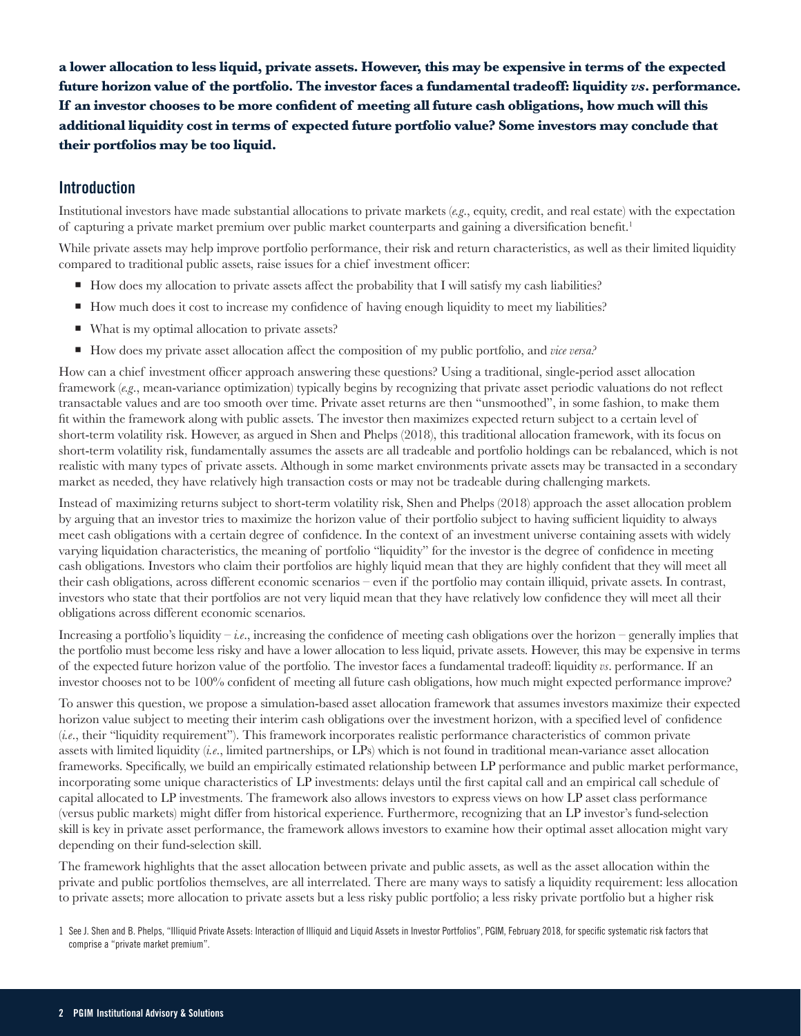**a lower allocation to less liquid, private assets. However, this may be expensive in terms of the expected future horizon value of the portfolio. The investor faces a fundamental tradeoff: liquidity *vs*. performance. If an investor chooses to be more confident of meeting all future cash obligations, how much will this additional liquidity cost in terms of expected future portfolio value? Some investors may conclude that their portfolios may be too liquid.**

## Introduction

Institutional investors have made substantial allocations to private markets (*e.g.*, equity, credit, and real estate) with the expectation of capturing a private market premium over public market counterparts and gaining a diversification benefit.[1]

While private assets may help improve portfolio performance, their risk and return characteristics, as well as their limited liquidity compared to traditional public assets, raise issues for a chief investment officer:

- How does my allocation to private assets affect the probability that I will satisfy my cash liabilities?
- How much does it cost to increase my confidence of having enough liquidity to meet my liabilities?
- What is my optimal allocation to private assets?
- How does my private asset allocation affect the composition of my public portfolio, and *vice versa?*

How can a chief investment officer approach answering these questions? Using a traditional, single-period asset allocation framework (*e.g.*, mean-variance optimization) typically begins by recognizing that private asset periodic valuations do not reflect transactable values and are too smooth over time. Private asset returns are then "unsmoothed", in some fashion, to make them fit within the framework along with public assets. The investor then maximizes expected return subject to a certain level of short-term volatility risk. However, as argued in Shen and Phelps (2018), this traditional allocation framework, with its focus on short-term volatility risk, fundamentally assumes the assets are all tradeable and portfolio holdings can be rebalanced, which is not realistic with many types of private assets. Although in some market environments private assets may be transacted in a secondary market as needed, they have relatively high transaction costs or may not be tradeable during challenging markets.

Instead of maximizing returns subject to short-term volatility risk, Shen and Phelps (2018) approach the asset allocation problem by arguing that an investor tries to maximize the horizon value of their portfolio subject to having sufficient liquidity to always meet cash obligations with a certain degree of confidence. In the context of an investment universe containing assets with widely varying liquidation characteristics, the meaning of portfolio "liquidity" for the investor is the degree of confidence in meeting cash obligations. Investors who claim their portfolios are highly liquid mean that they are highly confident that they will meet all their cash obligations, across different economic scenarios – even if the portfolio may contain illiquid, private assets. In contrast, investors who state that their portfolios are not very liquid mean that they have relatively low confidence they will meet all their obligations across different economic scenarios.

Increasing a portfolio's liquidity – *i.e.*, increasing the confidence of meeting cash obligations over the horizon – generally implies that the portfolio must become less risky and have a lower allocation to less liquid, private assets. However, this may be expensive in terms of the expected future horizon value of the portfolio. The investor faces a fundamental tradeoff: liquidity *vs*. performance. If an investor chooses not to be 100% confident of meeting all future cash obligations, how much might expected performance improve?

To answer this question, we propose a simulation-based asset allocation framework that assumes investors maximize their expected horizon value subject to meeting their interim cash obligations over the investment horizon, with a specified level of confidence (*i.e.*, their "liquidity requirement"). This framework incorporates realistic performance characteristics of common private assets with limited liquidity (*i.e.*, limited partnerships, or LPs) which is not found in traditional mean-variance asset allocation frameworks. Specifically, we build an empirically estimated relationship between LP performance and public market performance, incorporating some unique characteristics of LP investments: delays until the first capital call and an empirical call schedule of capital allocated to LP investments. The framework also allows investors to express views on how LP asset class performance (versus public markets) might differ from historical experience. Furthermore, recognizing that an LP investor's fund-selection skill is key in private asset performance, the framework allows investors to examine how their optimal asset allocation might vary depending on their fund-selection skill.

The framework highlights that the asset allocation between private and public assets, as well as the asset allocation within the private and public portfolios themselves, are all interrelated. There are many ways to satisfy a liquidity requirement: less allocation to private assets; more allocation to private assets but a less risky public portfolio; a less risky private portfolio but a higher risk

[1] See J. Shen and B. Phelps, "Illiquid Private Assets: Interaction of Illiquid and Liquid Assets in Investor Portfolios", PGIM, February 2018, for specific systematic risk factors that comprise a "private market premium".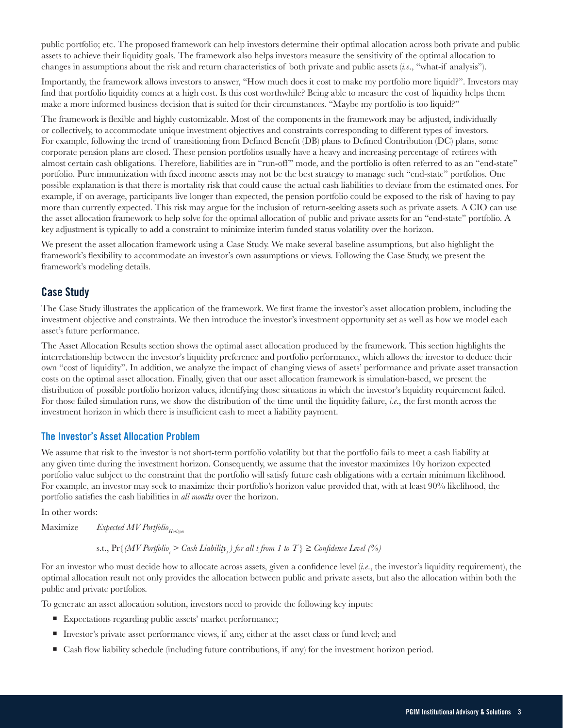public portfolio; etc. The proposed framework can help investors determine their optimal allocation across both private and public assets to achieve their liquidity goals. The framework also helps investors measure the sensitivity of the optimal allocation to changes in assumptions about the risk and return characteristics of both private and public assets (*i.e.*, "what-if analysis").

Importantly, the framework allows investors to answer, "How much does it cost to make my portfolio more liquid?". Investors may find that portfolio liquidity comes at a high cost. Is this cost worthwhile? Being able to measure the cost of liquidity helps them make a more informed business decision that is suited for their circumstances. "Maybe my portfolio is too liquid?"

The framework is flexible and highly customizable. Most of the components in the framework may be adjusted, individually or collectively, to accommodate unique investment objectives and constraints corresponding to different types of investors. For example, following the trend of transitioning from Defined Benefit (DB) plans to Defined Contribution (DC) plans, some corporate pension plans are closed. These pension portfolios usually have a heavy and increasing percentage of retirees with almost certain cash obligations. Therefore, liabilities are in "run-off" mode, and the portfolio is often referred to as an "end-state" portfolio. Pure immunization with fixed income assets may not be the best strategy to manage such "end-state" portfolios. One possible explanation is that there is mortality risk that could cause the actual cash liabilities to deviate from the estimated ones. For example, if on average, participants live longer than expected, the pension portfolio could be exposed to the risk of having to pay more than currently expected. This risk may argue for the inclusion of return-seeking assets such as private assets. A CIO can use the asset allocation framework to help solve for the optimal allocation of public and private assets for an "end-state" portfolio. A key adjustment is typically to add a constraint to minimize interim funded status volatility over the horizon.

We present the asset allocation framework using a Case Study. We make several baseline assumptions, but also highlight the framework's flexibility to accommodate an investor's own assumptions or views. Following the Case Study, we present the framework's modeling details.

## Case Study

The Case Study illustrates the application of the framework. We first frame the investor's asset allocation problem, including the investment objective and constraints. We then introduce the investor's investment opportunity set as well as how we model each asset's future performance.

The Asset Allocation Results section shows the optimal asset allocation produced by the framework. This section highlights the interrelationship between the investor's liquidity preference and portfolio performance, which allows the investor to deduce their own "cost of liquidity". In addition, we analyze the impact of changing views of assets' performance and private asset transaction costs on the optimal asset allocation. Finally, given that our asset allocation framework is simulation-based, we present the distribution of possible portfolio horizon values, identifying those situations in which the investor's liquidity requirement failed. For those failed simulation runs, we show the distribution of the time until the liquidity failure, *i.e.*, the first month across the investment horizon in which there is insufficient cash to meet a liability payment.

### The Investor's Asset Allocation Problem

We assume that risk to the investor is not short-term portfolio volatility but that the portfolio fails to meet a cash liability at any given time during the investment horizon. Consequently, we assume that the investor maximizes 10y horizon expected portfolio value subject to the constraint that the portfolio will satisfy future cash obligations with a certain minimum likelihood. For example, an investor may seek to maximize their portfolio's horizon value provided that, with at least 90% likelihood, the portfolio satisfies the cash liabilities in *all months* over the horizon.

In other words:

$$\text{Maximize} \quad \textit{Expected MV Portfolio}_{\textit{Horizon}}$$

$$\text{s.t., } \Pr\{(\textit{MV Portfolio}_t > \textit{Cash Liability}_t) \textit{ for all } t \textit{ from 1 to } T\} \geq \textit{Confidence Level (\%)}$$

For an investor who must decide how to allocate across assets, given a confidence level (*i.e.*, the investor's liquidity requirement), the optimal allocation result not only provides the allocation between public and private assets, but also the allocation within both the public and private portfolios.

To generate an asset allocation solution, investors need to provide the following key inputs:

- Expectations regarding public assets' market performance;
- Investor's private asset performance views, if any, either at the asset class or fund level; and
- Cash flow liability schedule (including future contributions, if any) for the investment horizon period.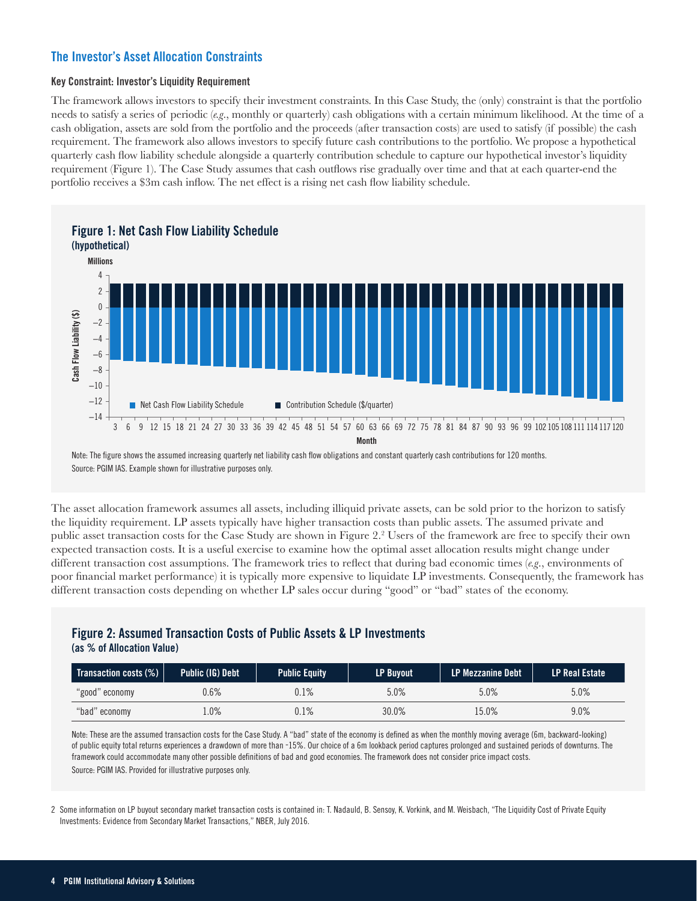## The Investor's Asset Allocation Constraints

### Key Constraint: Investor's Liquidity Requirement

The framework allows investors to specify their investment constraints. In this Case Study, the (only) constraint is that the portfolio needs to satisfy a series of periodic (*e.g.*, monthly or quarterly) cash obligations with a certain minimum likelihood. At the time of a cash obligation, assets are sold from the portfolio and the proceeds (after transaction costs) are used to satisfy (if possible) the cash requirement. The framework also allows investors to specify future cash contributions to the portfolio. We propose a hypothetical quarterly cash flow liability schedule alongside a quarterly contribution schedule to capture our hypothetical investor's liquidity requirement (Figure 1). The Case Study assumes that cash outflows rise gradually over time and that at each quarter-end the portfolio receives a $3m cash inflow. The net effect is a rising net cash flow liability schedule.

**Figure 1: Net Cash Flow Liability Schedule**
**(hypothetical)**

Note: The figure shows the assumed increasing quarterly net liability cash flow obligations and constant quarterly cash contributions for 120 months.
Source: PGIM IAS. Example shown for illustrative purposes only.

The asset allocation framework assumes all assets, including illiquid private assets, can be sold prior to the horizon to satisfy the liquidity requirement. LP assets typically have higher transaction costs than public assets. The assumed private and public asset transaction costs for the Case Study are shown in Figure 2.[2] Users of the framework are free to specify their own expected transaction costs. It is a useful exercise to examine how the optimal asset allocation results might change under different transaction cost assumptions. The framework tries to reflect that during bad economic times (*e.g.*, environments of poor financial market performance) it is typically more expensive to liquidate LP investments. Consequently, the framework has different transaction costs depending on whether LP sales occur during "good" or "bad" states of the economy.

**Figure 2: Assumed Transaction Costs of Public Assets & LP Investments**
**(as % of Allocation Value)**

| Transaction costs (%) | Public (IG) Debt | Public Equity | LP Buyout | LP Mezzanine Debt | LP Real Estate |
|---|---|---|---|---|---|
| "good" economy | 0.6% | 0.1% | 5.0% | 5.0% | 5.0% |
| "bad" economy | 1.0% | 0.1% | 30.0% | 15.0% | 9.0% |

Note: These are the assumed transaction costs for the Case Study. A "bad" state of the economy is defined as when the monthly moving average (6m, backward-looking) of public equity total returns experiences a drawdown of more than -15%. Our choice of a 6m lookback period captures prolonged and sustained periods of downturns. The framework could accommodate many other possible definitions of bad and good economies. The framework does not consider price impact costs.
Source: PGIM IAS. Provided for illustrative purposes only.

2 Some information on LP buyout secondary market transaction costs is contained in: T. Nadauld, B. Sensoy, K. Vorkink, and M. Weisbach, "The Liquidity Cost of Private Equity Investments: Evidence from Secondary Market Transactions," NBER, July 2016.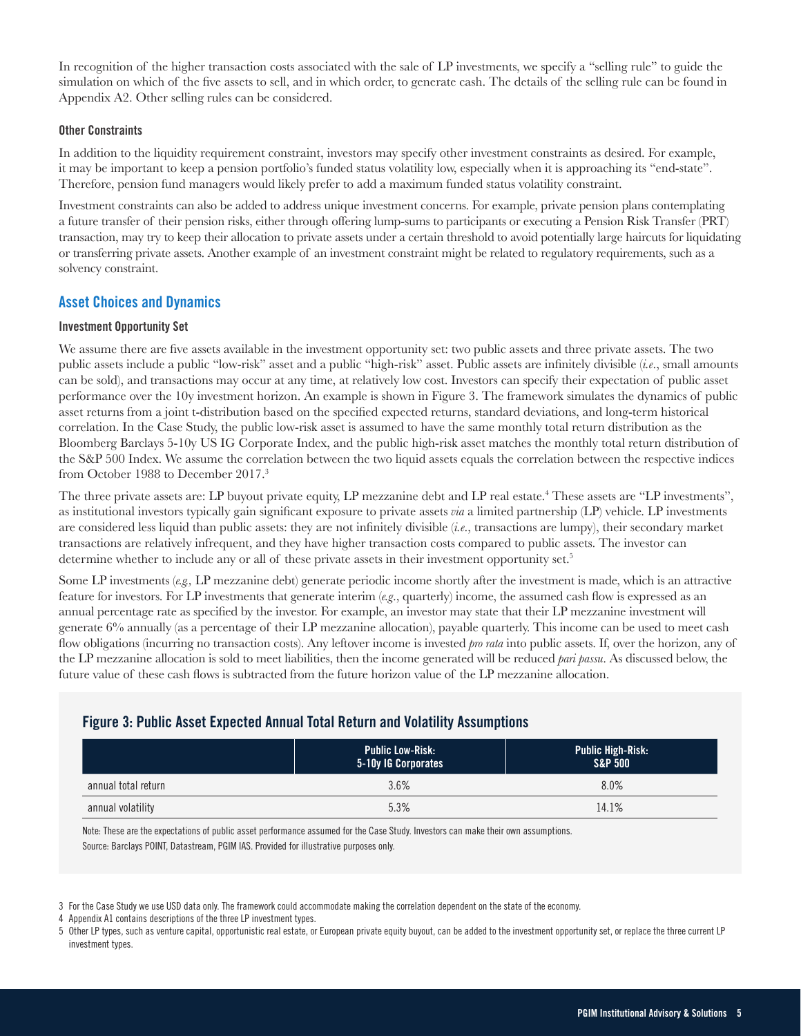In recognition of the higher transaction costs associated with the sale of LP investments, we specify a "selling rule" to guide the simulation on which of the five assets to sell, and in which order, to generate cash. The details of the selling rule can be found in Appendix A2. Other selling rules can be considered.

#### Other Constraints

In addition to the liquidity requirement constraint, investors may specify other investment constraints as desired. For example, it may be important to keep a pension portfolio's funded status volatility low, especially when it is approaching its "end-state". Therefore, pension fund managers would likely prefer to add a maximum funded status volatility constraint.

Investment constraints can also be added to address unique investment concerns. For example, private pension plans contemplating a future transfer of their pension risks, either through offering lump-sums to participants or executing a Pension Risk Transfer (PRT) transaction, may try to keep their allocation to private assets under a certain threshold to avoid potentially large haircuts for liquidating or transferring private assets. Another example of an investment constraint might be related to regulatory requirements, such as a solvency constraint.

### Asset Choices and Dynamics

#### Investment Opportunity Set

We assume there are five assets available in the investment opportunity set: two public assets and three private assets. The two public assets include a public "low-risk" asset and a public "high-risk" asset. Public assets are infinitely divisible (*i.e.*, small amounts can be sold), and transactions may occur at any time, at relatively low cost. Investors can specify their expectation of public asset performance over the 10y investment horizon. An example is shown in Figure 3. The framework simulates the dynamics of public asset returns from a joint t-distribution based on the specified expected returns, standard deviations, and long-term historical correlation. In the Case Study, the public low-risk asset is assumed to have the same monthly total return distribution as the Bloomberg Barclays 5-10y US IG Corporate Index, and the public high-risk asset matches the monthly total return distribution of the S&P 500 Index. We assume the correlation between the two liquid assets equals the correlation between the respective indices from October 1988 to December 2017.[3]

The three private assets are: LP buyout private equity, LP mezzanine debt and LP real estate.[4] These assets are "LP investments", as institutional investors typically gain significant exposure to private assets *via* a limited partnership (LP) vehicle. LP investments are considered less liquid than public assets: they are not infinitely divisible (*i.e.*, transactions are lumpy), their secondary market transactions are relatively infrequent, and they have higher transaction costs compared to public assets. The investor can determine whether to include any or all of these private assets in their investment opportunity set.[5]

Some LP investments (*e.g.,* LP mezzanine debt) generate periodic income shortly after the investment is made, which is an attractive feature for investors. For LP investments that generate interim (*e.g.*, quarterly) income, the assumed cash flow is expressed as an annual percentage rate as specified by the investor. For example, an investor may state that their LP mezzanine investment will generate 6% annually (as a percentage of their LP mezzanine allocation), payable quarterly. This income can be used to meet cash flow obligations (incurring no transaction costs). Any leftover income is invested *pro rata* into public assets. If, over the horizon, any of the LP mezzanine allocation is sold to meet liabilities, then the income generated will be reduced *pari passu*. As discussed below, the future value of these cash flows is subtracted from the future horizon value of the LP mezzanine allocation.

#### Figure 3: Public Asset Expected Annual Total Return and Volatility Assumptions

| | Public Low-Risk: 5-10y IG Corporates | Public High-Risk: S&P 500 |
|---|---|---|
| annual total return | 3.6% | 8.0% |
| annual volatility | 5.3% | 14.1% |

Note: These are the expectations of public asset performance assumed for the Case Study. Investors can make their own assumptions.
Source: Barclays POINT, Datastream, PGIM IAS. Provided for illustrative purposes only.

3 For the Case Study we use USD data only. The framework could accommodate making the correlation dependent on the state of the economy.

4 Appendix A1 contains descriptions of the three LP investment types.

5 Other LP types, such as venture capital, opportunistic real estate, or European private equity buyout, can be added to the investment opportunity set, or replace the three current LP investment types.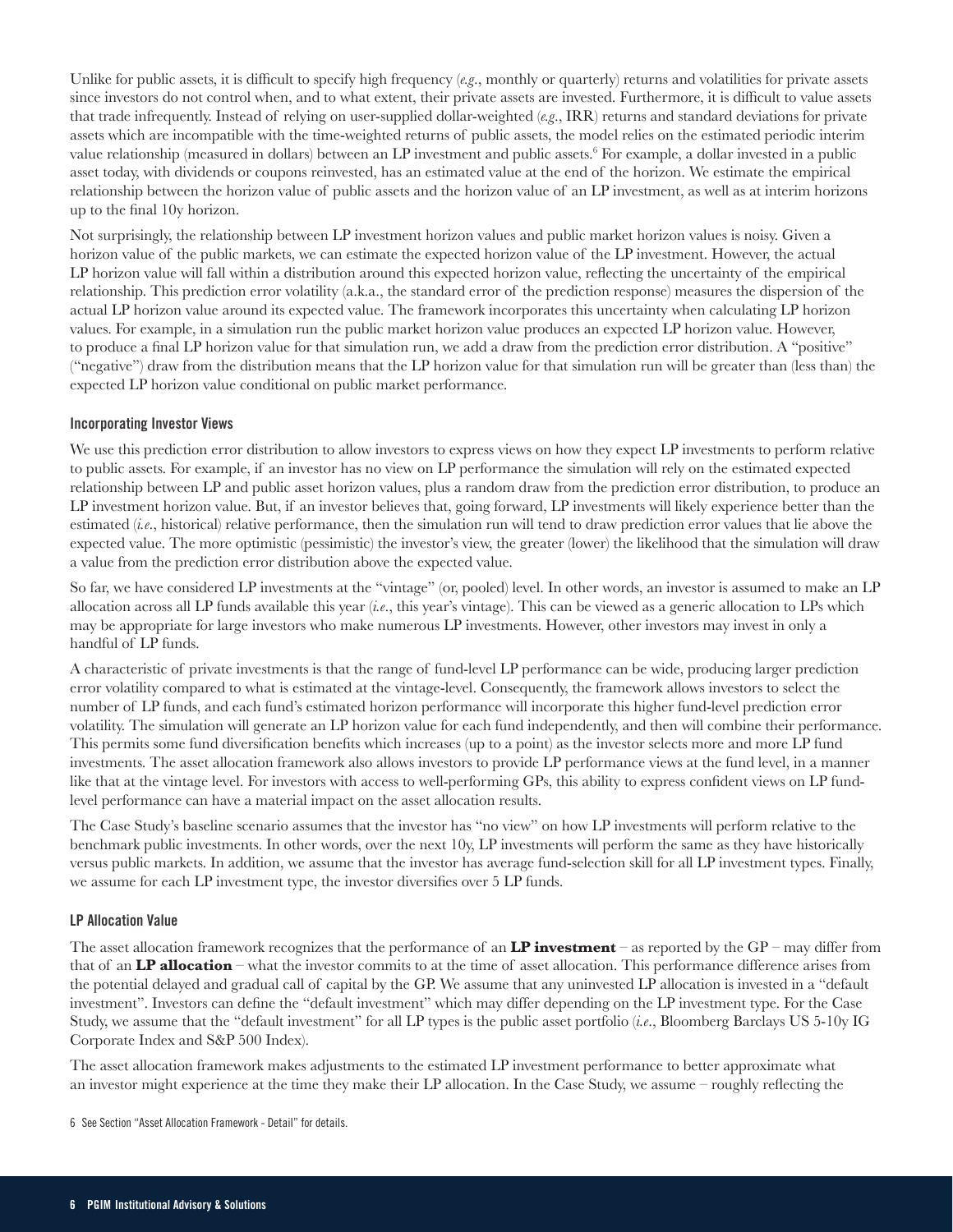Unlike for public assets, it is difficult to specify high frequency (*e.g.*, monthly or quarterly) returns and volatilities for private assets since investors do not control when, and to what extent, their private assets are invested. Furthermore, it is difficult to value assets that trade infrequently. Instead of relying on user-supplied dollar-weighted (*e.g.*, IRR) returns and standard deviations for private assets which are incompatible with the time-weighted returns of public assets, the model relies on the estimated periodic interim value relationship (measured in dollars) between an LP investment and public assets.[6] For example, a dollar invested in a public asset today, with dividends or coupons reinvested, has an estimated value at the end of the horizon. We estimate the empirical relationship between the horizon value of public assets and the horizon value of an LP investment, as well as at interim horizons up to the final 10y horizon.

Not surprisingly, the relationship between LP investment horizon values and public market horizon values is noisy. Given a horizon value of the public markets, we can estimate the expected horizon value of the LP investment. However, the actual LP horizon value will fall within a distribution around this expected horizon value, reflecting the uncertainty of the empirical relationship. This prediction error volatility (a.k.a., the standard error of the prediction response) measures the dispersion of the actual LP horizon value around its expected value. The framework incorporates this uncertainty when calculating LP horizon values. For example, in a simulation run the public market horizon value produces an expected LP horizon value. However, to produce a final LP horizon value for that simulation run, we add a draw from the prediction error distribution. A "positive" ("negative") draw from the distribution means that the LP horizon value for that simulation run will be greater than (less than) the expected LP horizon value conditional on public market performance.

#### Incorporating Investor Views

We use this prediction error distribution to allow investors to express views on how they expect LP investments to perform relative to public assets. For example, if an investor has no view on LP performance the simulation will rely on the estimated expected relationship between LP and public asset horizon values, plus a random draw from the prediction error distribution, to produce an LP investment horizon value. But, if an investor believes that, going forward, LP investments will likely experience better than the estimated (*i.e.*, historical) relative performance, then the simulation run will tend to draw prediction error values that lie above the expected value. The more optimistic (pessimistic) the investor's view, the greater (lower) the likelihood that the simulation will draw a value from the prediction error distribution above the expected value.

So far, we have considered LP investments at the "vintage" (or, pooled) level. In other words, an investor is assumed to make an LP allocation across all LP funds available this year (*i.e.*, this year's vintage). This can be viewed as a generic allocation to LPs which may be appropriate for large investors who make numerous LP investments. However, other investors may invest in only a handful of LP funds.

A characteristic of private investments is that the range of fund-level LP performance can be wide, producing larger prediction error volatility compared to what is estimated at the vintage-level. Consequently, the framework allows investors to select the number of LP funds, and each fund's estimated horizon performance will incorporate this higher fund-level prediction error volatility. The simulation will generate an LP horizon value for each fund independently, and then will combine their performance. This permits some fund diversification benefits which increases (up to a point) as the investor selects more and more LP fund investments. The asset allocation framework also allows investors to provide LP performance views at the fund level, in a manner like that at the vintage level. For investors with access to well-performing GPs, this ability to express confident views on LP fund-level performance can have a material impact on the asset allocation results.

The Case Study's baseline scenario assumes that the investor has "no view" on how LP investments will perform relative to the benchmark public investments. In other words, over the next 10y, LP investments will perform the same as they have historically versus public markets. In addition, we assume that the investor has average fund-selection skill for all LP investment types. Finally, we assume for each LP investment type, the investor diversifies over 5 LP funds.

#### LP Allocation Value

The asset allocation framework recognizes that the performance of an **LP investment** – as reported by the GP – may differ from that of an **LP allocation** – what the investor commits to at the time of asset allocation. This performance difference arises from the potential delayed and gradual call of capital by the GP. We assume that any uninvested LP allocation is invested in a "default investment". Investors can define the "default investment" which may differ depending on the LP investment type. For the Case Study, we assume that the "default investment" for all LP types is the public asset portfolio (*i.e.*, Bloomberg Barclays US 5-10y IG Corporate Index and S&P 500 Index).

The asset allocation framework makes adjustments to the estimated LP investment performance to better approximate what an investor might experience at the time they make their LP allocation. In the Case Study, we assume – roughly reflecting the

6 See Section "Asset Allocation Framework - Detail" for details.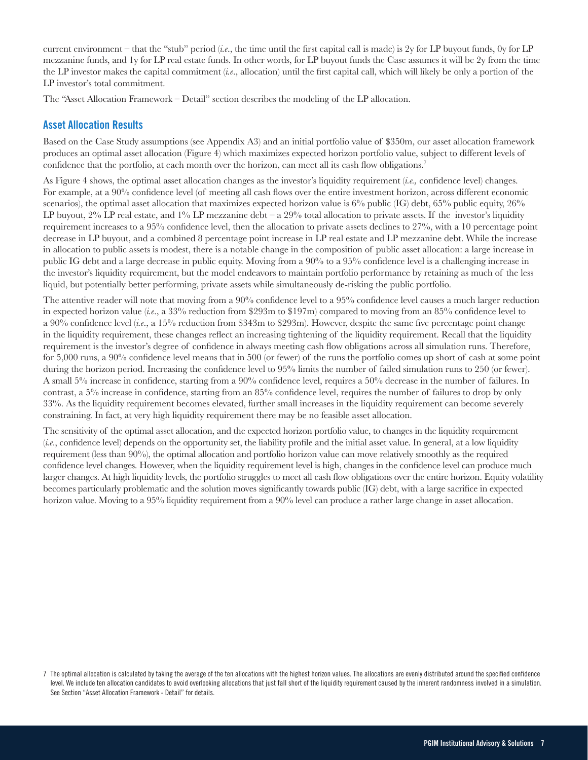current environment – that the "stub" period (*i.e.*, the time until the first capital call is made) is 2y for LP buyout funds, 0y for LP mezzanine funds, and 1y for LP real estate funds. In other words, for LP buyout funds the Case assumes it will be 2y from the time the LP investor makes the capital commitment (*i.e.*, allocation) until the first capital call, which will likely be only a portion of the LP investor's total commitment.

The "Asset Allocation Framework – Detail" section describes the modeling of the LP allocation.

## Asset Allocation Results

Based on the Case Study assumptions (see Appendix A3) and an initial portfolio value of $350m, our asset allocation framework produces an optimal asset allocation (Figure 4) which maximizes expected horizon portfolio value, subject to different levels of confidence that the portfolio, at each month over the horizon, can meet all its cash flow obligations.[7]

As Figure 4 shows, the optimal asset allocation changes as the investor's liquidity requirement (*i.e.,* confidence level) changes. For example, at a 90% confidence level (of meeting all cash flows over the entire investment horizon, across different economic scenarios), the optimal asset allocation that maximizes expected horizon value is 6% public (IG) debt, 65% public equity, 26% LP buyout, 2% LP real estate, and 1% LP mezzanine debt – a 29% total allocation to private assets. If the investor's liquidity requirement increases to a 95% confidence level, then the allocation to private assets declines to 27%, with a 10 percentage point decrease in LP buyout, and a combined 8 percentage point increase in LP real estate and LP mezzanine debt. While the increase in allocation to public assets is modest, there is a notable change in the composition of public asset allocation: a large increase in public IG debt and a large decrease in public equity. Moving from a 90% to a 95% confidence level is a challenging increase in the investor's liquidity requirement, but the model endeavors to maintain portfolio performance by retaining as much of the less liquid, but potentially better performing, private assets while simultaneously de-risking the public portfolio.

The attentive reader will note that moving from a 90% confidence level to a 95% confidence level causes a much larger reduction in expected horizon value (*i.e.*, a 33% reduction from $293m to $197m) compared to moving from an 85% confidence level to a 90% confidence level (*i.e.*, a 15% reduction from $343m to $293m). However, despite the same five percentage point change in the liquidity requirement, these changes reflect an increasing tightening of the liquidity requirement. Recall that the liquidity requirement is the investor's degree of confidence in always meeting cash flow obligations across all simulation runs. Therefore, for 5,000 runs, a 90% confidence level means that in 500 (or fewer) of the runs the portfolio comes up short of cash at some point during the horizon period. Increasing the confidence level to 95% limits the number of failed simulation runs to 250 (or fewer). A small 5% increase in confidence, starting from a 90% confidence level, requires a 50% decrease in the number of failures. In contrast, a 5% increase in confidence, starting from an 85% confidence level, requires the number of failures to drop by only 33%. As the liquidity requirement becomes elevated, further small increases in the liquidity requirement can become severely constraining. In fact, at very high liquidity requirement there may be no feasible asset allocation.

The sensitivity of the optimal asset allocation, and the expected horizon portfolio value, to changes in the liquidity requirement (*i.e.*, confidence level) depends on the opportunity set, the liability profile and the initial asset value. In general, at a low liquidity requirement (less than 90%), the optimal allocation and portfolio horizon value can move relatively smoothly as the required confidence level changes. However, when the liquidity requirement level is high, changes in the confidence level can produce much larger changes. At high liquidity levels, the portfolio struggles to meet all cash flow obligations over the entire horizon. Equity volatility becomes particularly problematic and the solution moves significantly towards public (IG) debt, with a large sacrifice in expected horizon value. Moving to a 95% liquidity requirement from a 90% level can produce a rather large change in asset allocation.

[7] The optimal allocation is calculated by taking the average of the ten allocations with the highest horizon values. The allocations are evenly distributed around the specified confidence level. We include ten allocation candidates to avoid overlooking allocations that just fall short of the liquidity requirement caused by the inherent randomness involved in a simulation. See Section "Asset Allocation Framework - Detail" for details.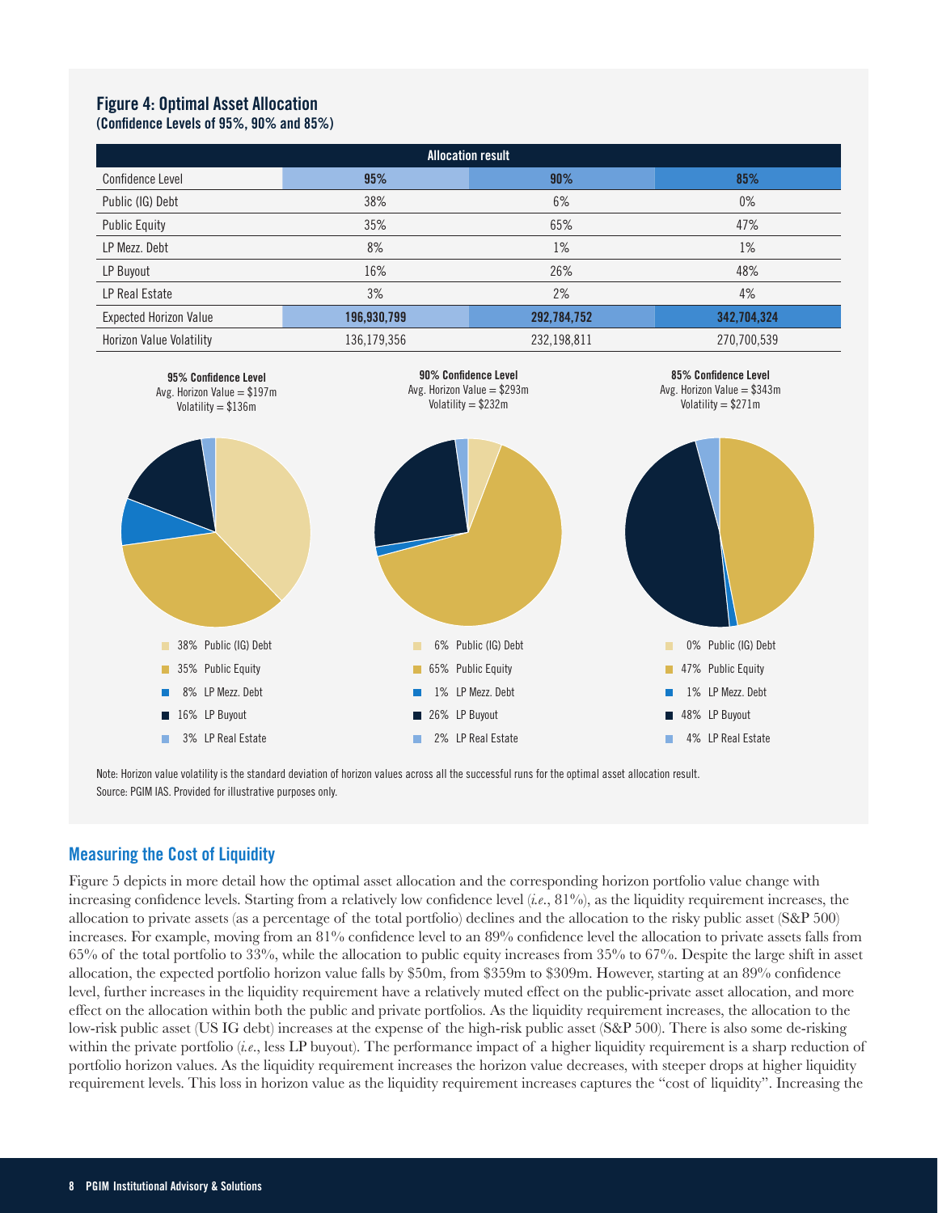**Figure 4: Optimal Asset Allocation**
**(Confidence Levels of 95%, 90% and 85%)**

| Allocation result | | | |
|---|---|---|---|
| Confidence Level | **95%** | **90%** | **85%** |
| Public (IG) Debt | 38% | 6% | 0% |
| Public Equity | 35% | 65% | 47% |
| LP Mezz. Debt | 8% | 1% | 1% |
| LP Buyout | 16% | 26% | 48% |
| LP Real Estate | 3% | 2% | 4% |
| Expected Horizon Value | **196,930,799** | **292,784,752** | **342,704,324** |
| Horizon Value Volatility | 136,179,356 | 232,198,811 | 270,700,539 |

**95% Confidence Level**
Avg. Horizon Value = $197m
Volatility = $136m

- 38% Public (IG) Debt
- 35% Public Equity
- 8% LP Mezz. Debt
- 16% LP Buyout
- 3% LP Real Estate

**90% Confidence Level**
Avg. Horizon Value = $293m
Volatility = $232m

- 6% Public (IG) Debt
- 65% Public Equity
- 1% LP Mezz. Debt
- 26% LP Buyout
- 2% LP Real Estate

**85% Confidence Level**
Avg. Horizon Value = $343m
Volatility = $271m

- 0% Public (IG) Debt
- 47% Public Equity
- 1% LP Mezz. Debt
- 48% LP Buyout
- 4% LP Real Estate

Note: Horizon value volatility is the standard deviation of horizon values across all the successful runs for the optimal asset allocation result.
Source: PGIM IAS. Provided for illustrative purposes only.

## Measuring the Cost of Liquidity

Figure 5 depicts in more detail how the optimal asset allocation and the corresponding horizon portfolio value change with increasing confidence levels. Starting from a relatively low confidence level (*i.e.*, 81%), as the liquidity requirement increases, the allocation to private assets (as a percentage of the total portfolio) declines and the allocation to the risky public asset (S&P 500) increases. For example, moving from an 81% confidence level to an 89% confidence level the allocation to private assets falls from 65% of the total portfolio to 33%, while the allocation to public equity increases from 35% to 67%. Despite the large shift in asset allocation, the expected portfolio horizon value falls by $50m, from $359m to $309m. However, starting at an 89% confidence level, further increases in the liquidity requirement have a relatively muted effect on the public-private asset allocation, and more effect on the allocation within both the public and private portfolios. As the liquidity requirement increases, the allocation to the low-risk public asset (US IG debt) increases at the expense of the high-risk public asset (S&P 500). There is also some de-risking within the private portfolio (*i.e.*, less LP buyout). The performance impact of a higher liquidity requirement is a sharp reduction of portfolio horizon values. As the liquidity requirement increases the horizon value decreases, with steeper drops at higher liquidity requirement levels. This loss in horizon value as the liquidity requirement increases captures the "cost of liquidity". Increasing the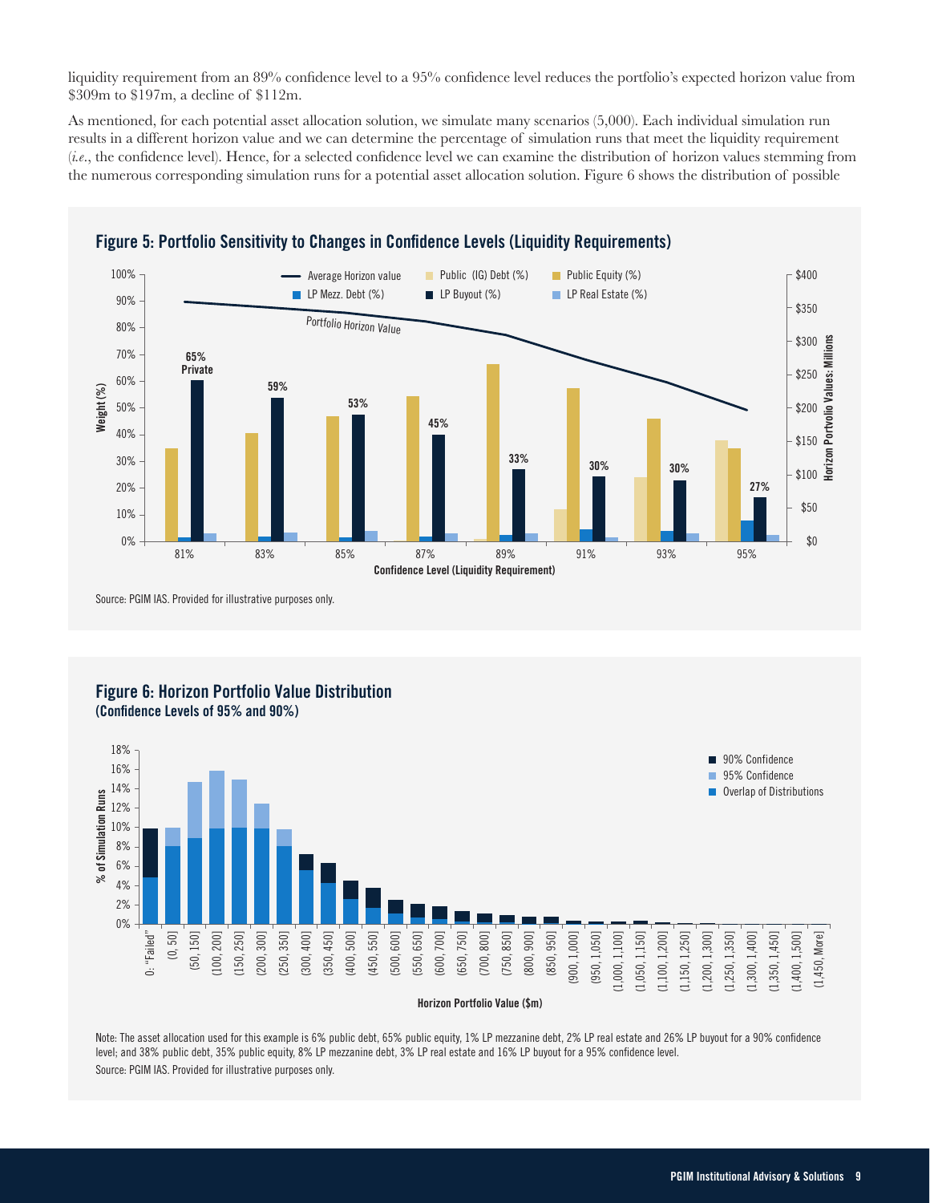liquidity requirement from an 89% confidence level to a 95% confidence level reduces the portfolio's expected horizon value from \$309m to \$197m, a decline of \$112m.

As mentioned, for each potential asset allocation solution, we simulate many scenarios (5,000). Each individual simulation run results in a different horizon value and we can determine the percentage of simulation runs that meet the liquidity requirement (*i.e.*, the confidence level). Hence, for a selected confidence level we can examine the distribution of horizon values stemming from the numerous corresponding simulation runs for a potential asset allocation solution. Figure 6 shows the distribution of possible

## Figure 5: Portfolio Sensitivity to Changes in Confidence Levels (Liquidity Requirements)

Source: PGIM IAS. Provided for illustrative purposes only.

## Figure 6: Horizon Portfolio Value Distribution
### (Confidence Levels of 95% and 90%)

Note: The asset allocation used for this example is 6% public debt, 65% public equity, 1% LP mezzanine debt, 2% LP real estate and 26% LP buyout for a 90% confidence level; and 38% public debt, 35% public equity, 8% LP mezzanine debt, 3% LP real estate and 16% LP buyout for a 95% confidence level.

Source: PGIM IAS. Provided for illustrative purposes only.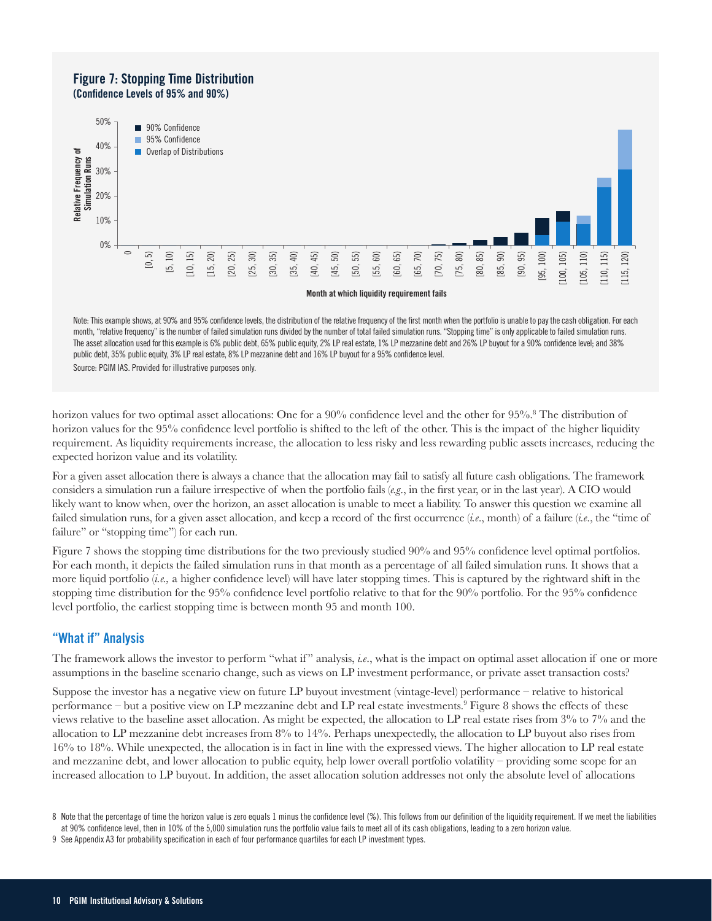## Figure 7: Stopping Time Distribution
### (Confidence Levels of 95% and 90%)

Note: This example shows, at 90% and 95% confidence levels, the distribution of the relative frequency of the first month when the portfolio is unable to pay the cash obligation. For each month, "relative frequency" is the number of failed simulation runs divided by the number of total failed simulation runs. "Stopping time" is only applicable to failed simulation runs. The asset allocation used for this example is 6% public debt, 65% public equity, 2% LP real estate, 1% LP mezzanine debt and 26% LP buyout for a 90% confidence level; and 38% public debt, 35% public equity, 3% LP real estate, 8% LP mezzanine debt and 16% LP buyout for a 95% confidence level.

Source: PGIM IAS. Provided for illustrative purposes only.

horizon values for two optimal asset allocations: One for a 90% confidence level and the other for 95%.[8] The distribution of horizon values for the 95% confidence level portfolio is shifted to the left of the other. This is the impact of the higher liquidity requirement. As liquidity requirements increase, the allocation to less risky and less rewarding public assets increases, reducing the expected horizon value and its volatility.

For a given asset allocation there is always a chance that the allocation may fail to satisfy all future cash obligations. The framework considers a simulation run a failure irrespective of when the portfolio fails (*e.g.*, in the first year, or in the last year). A CIO would likely want to know when, over the horizon, an asset allocation is unable to meet a liability. To answer this question we examine all failed simulation runs, for a given asset allocation, and keep a record of the first occurrence (*i.e.*, month) of a failure (*i.e.*, the "time of failure" or "stopping time") for each run.

Figure 7 shows the stopping time distributions for the two previously studied 90% and 95% confidence level optimal portfolios. For each month, it depicts the failed simulation runs in that month as a percentage of all failed simulation runs. It shows that a more liquid portfolio (*i.e.,* a higher confidence level) will have later stopping times. This is captured by the rightward shift in the stopping time distribution for the 95% confidence level portfolio relative to that for the 90% portfolio. For the 95% confidence level portfolio, the earliest stopping time is between month 95 and month 100.

## "What if" Analysis

The framework allows the investor to perform "what if" analysis, *i.e.*, what is the impact on optimal asset allocation if one or more assumptions in the baseline scenario change, such as views on LP investment performance, or private asset transaction costs?

Suppose the investor has a negative view on future LP buyout investment (vintage-level) performance – relative to historical performance – but a positive view on LP mezzanine debt and LP real estate investments.[9] Figure 8 shows the effects of these views relative to the baseline asset allocation. As might be expected, the allocation to LP real estate rises from 3% to 7% and the allocation to LP mezzanine debt increases from 8% to 14%. Perhaps unexpectedly, the allocation to LP buyout also rises from 16% to 18%. While unexpected, the allocation is in fact in line with the expressed views. The higher allocation to LP real estate and mezzanine debt, and lower allocation to public equity, help lower overall portfolio volatility – providing some scope for an increased allocation to LP buyout. In addition, the asset allocation solution addresses not only the absolute level of allocations

8 Note that the percentage of time the horizon value is zero equals 1 minus the confidence level (%). This follows from our definition of the liquidity requirement. If we meet the liabilities at 90% confidence level, then in 10% of the 5,000 simulation runs the portfolio value fails to meet all of its cash obligations, leading to a zero horizon value.

9 See Appendix A3 for probability specification in each of four performance quartiles for each LP investment types.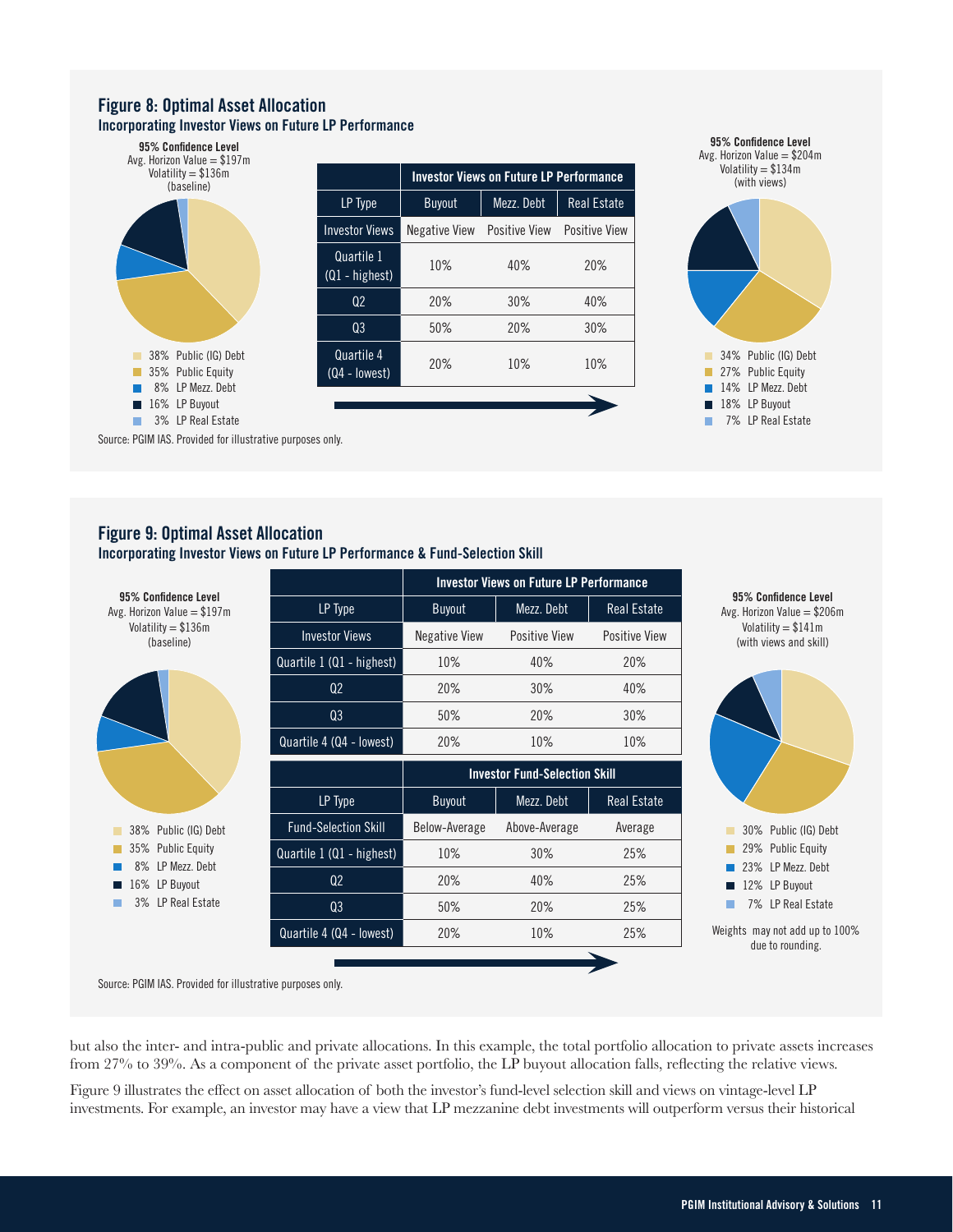## Figure 8: Optimal Asset Allocation

### Incorporating Investor Views on Future LP Performance

**95% Confidence Level**
Avg. Horizon Value = $197m
Volatility = $136m
(baseline)

- 38% Public (IG) Debt
- 35% Public Equity
- 8% LP Mezz. Debt
- 16% LP Buyout
- 3% LP Real Estate

| | Investor Views on Future LP Performance | | |
|---|---|---|---|
| LP Type | Buyout | Mezz. Debt | Real Estate |
| Investor Views | Negative View | Positive View | Positive View |
| Quartile 1 (Q1 - highest) | 10% | 40% | 20% |
| Q2 | 20% | 30% | 40% |
| Q3 | 50% | 20% | 30% |
| Quartile 4 (Q4 - lowest) | 20% | 10% | 10% |

**95% Confidence Level**
Avg. Horizon Value = $204m
Volatility = $134m
(with views)

- 34% Public (IG) Debt
- 27% Public Equity
- 14% LP Mezz. Debt
- 18% LP Buyout
- 7% LP Real Estate

Source: PGIM IAS. Provided for illustrative purposes only.

## Figure 9: Optimal Asset Allocation

### Incorporating Investor Views on Future LP Performance & Fund-Selection Skill

**95% Confidence Level**
Avg. Horizon Value = $197m
Volatility = $136m
(baseline)

- 38% Public (IG) Debt
- 35% Public Equity
- 8% LP Mezz. Debt
- 16% LP Buyout
- 3% LP Real Estate

| | Investor Views on Future LP Performance | | |
|---|---|---|---|
| LP Type | Buyout | Mezz. Debt | Real Estate |
| Investor Views | Negative View | Positive View | Positive View |
| Quartile 1 (Q1 - highest) | 10% | 40% | 20% |
| Q2 | 20% | 30% | 40% |
| Q3 | 50% | 20% | 30% |
| Quartile 4 (Q4 - lowest) | 20% | 10% | 10% |

| | Investor Fund-Selection Skill | | |
|---|---|---|---|
| LP Type | Buyout | Mezz. Debt | Real Estate |
| Fund-Selection Skill | Below-Average | Above-Average | Average |
| Quartile 1 (Q1 - highest) | 10% | 30% | 25% |
| Q2 | 20% | 40% | 25% |
| Q3 | 50% | 20% | 25% |
| Quartile 4 (Q4 - lowest) | 20% | 10% | 25% |

**95% Confidence Level**
Avg. Horizon Value = $206m
Volatility = $141m
(with views and skill)

- 30% Public (IG) Debt
- 29% Public Equity
- 23% LP Mezz. Debt
- 12% LP Buyout
- 7% LP Real Estate

Weights may not add up to 100% due to rounding.

Source: PGIM IAS. Provided for illustrative purposes only.

but also the inter- and intra-public and private allocations. In this example, the total portfolio allocation to private assets increases from 27% to 39%. As a component of the private asset portfolio, the LP buyout allocation falls, reflecting the relative views.

Figure 9 illustrates the effect on asset allocation of both the investor's fund-level selection skill and views on vintage-level LP investments. For example, an investor may have a view that LP mezzanine debt investments will outperform versus their historical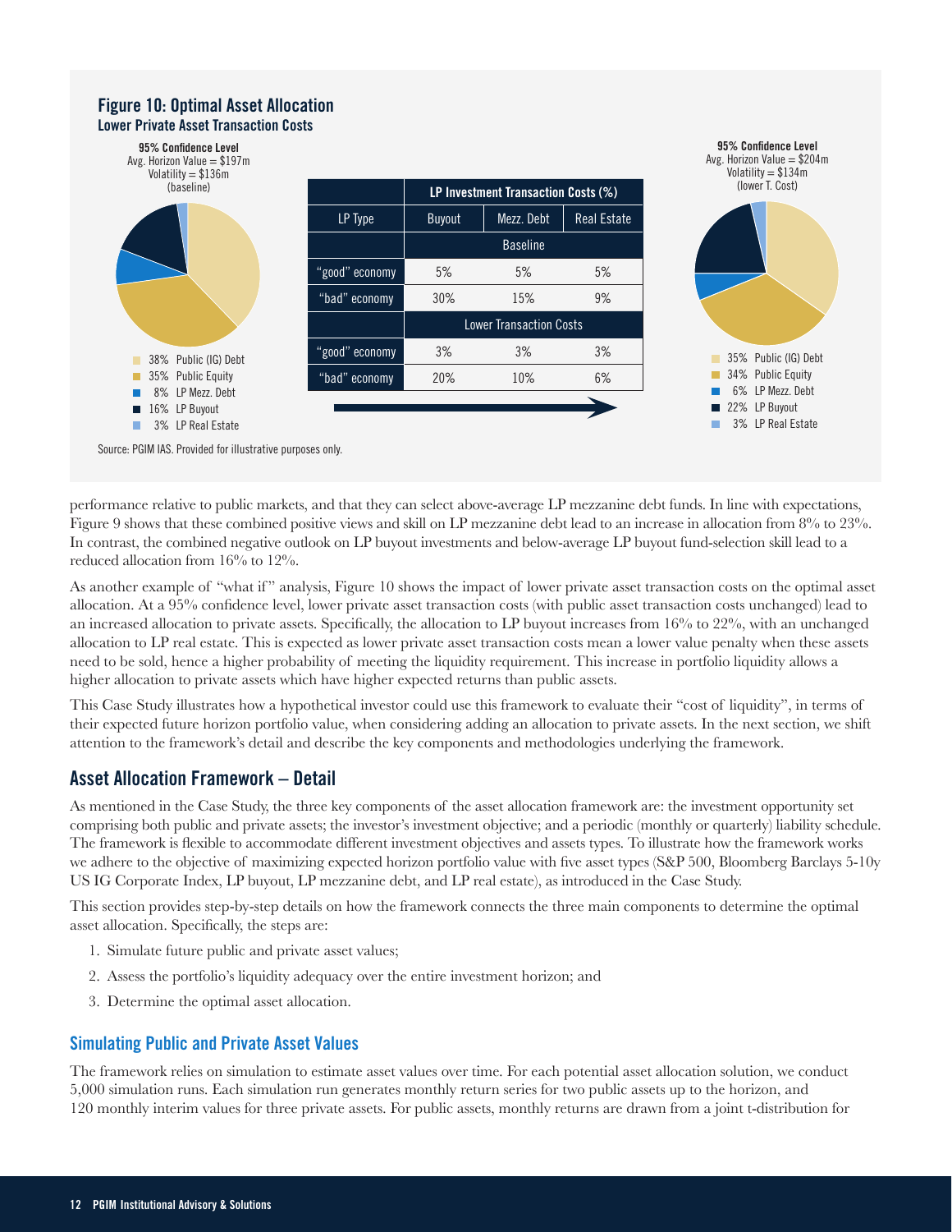**Figure 10: Optimal Asset Allocation**
**Lower Private Asset Transaction Costs**

**95% Confidence Level**
Avg. Horizon Value = $197m
Volatility = $136m
(baseline)

- 38% Public (IG) Debt
- 35% Public Equity
- 8% LP Mezz. Debt
- 16% LP Buyout
- 3% LP Real Estate

| | LP Investment Transaction Costs (%) | | |
|---|---|---|---|
| LP Type | Buyout | Mezz. Debt | Real Estate |
| | Baseline | | |
| "good" economy | 5% | 5% | 5% |
| "bad" economy | 30% | 15% | 9% |
| | Lower Transaction Costs | | |
| "good" economy | 3% | 3% | 3% |
| "bad" economy | 20% | 10% | 6% |

**95% Confidence Level**
Avg. Horizon Value = $204m
Volatility = $134m
(lower T. Cost)

- 35% Public (IG) Debt
- 34% Public Equity
- 6% LP Mezz. Debt
- 22% LP Buyout
- 3% LP Real Estate

Source: PGIM IAS. Provided for illustrative purposes only.

performance relative to public markets, and that they can select above-average LP mezzanine debt funds. In line with expectations, Figure 9 shows that these combined positive views and skill on LP mezzanine debt lead to an increase in allocation from 8% to 23%. In contrast, the combined negative outlook on LP buyout investments and below-average LP buyout fund-selection skill lead to a reduced allocation from 16% to 12%.

As another example of "what if" analysis, Figure 10 shows the impact of lower private asset transaction costs on the optimal asset allocation. At a 95% confidence level, lower private asset transaction costs (with public asset transaction costs unchanged) lead to an increased allocation to private assets. Specifically, the allocation to LP buyout increases from 16% to 22%, with an unchanged allocation to LP real estate. This is expected as lower private asset transaction costs mean a lower value penalty when these assets need to be sold, hence a higher probability of meeting the liquidity requirement. This increase in portfolio liquidity allows a higher allocation to private assets which have higher expected returns than public assets.

This Case Study illustrates how a hypothetical investor could use this framework to evaluate their "cost of liquidity", in terms of their expected future horizon portfolio value, when considering adding an allocation to private assets. In the next section, we shift attention to the framework's detail and describe the key components and methodologies underlying the framework.

## Asset Allocation Framework – Detail

As mentioned in the Case Study, the three key components of the asset allocation framework are: the investment opportunity set comprising both public and private assets; the investor's investment objective; and a periodic (monthly or quarterly) liability schedule. The framework is flexible to accommodate different investment objectives and assets types. To illustrate how the framework works we adhere to the objective of maximizing expected horizon portfolio value with five asset types (S&P 500, Bloomberg Barclays 5-10y US IG Corporate Index, LP buyout, LP mezzanine debt, and LP real estate), as introduced in the Case Study.

This section provides step-by-step details on how the framework connects the three main components to determine the optimal asset allocation. Specifically, the steps are:

1. Simulate future public and private asset values;
2. Assess the portfolio's liquidity adequacy over the entire investment horizon; and
3. Determine the optimal asset allocation.

### Simulating Public and Private Asset Values

The framework relies on simulation to estimate asset values over time. For each potential asset allocation solution, we conduct 5,000 simulation runs. Each simulation run generates monthly return series for two public assets up to the horizon, and 120 monthly interim values for three private assets. For public assets, monthly returns are drawn from a joint t-distribution for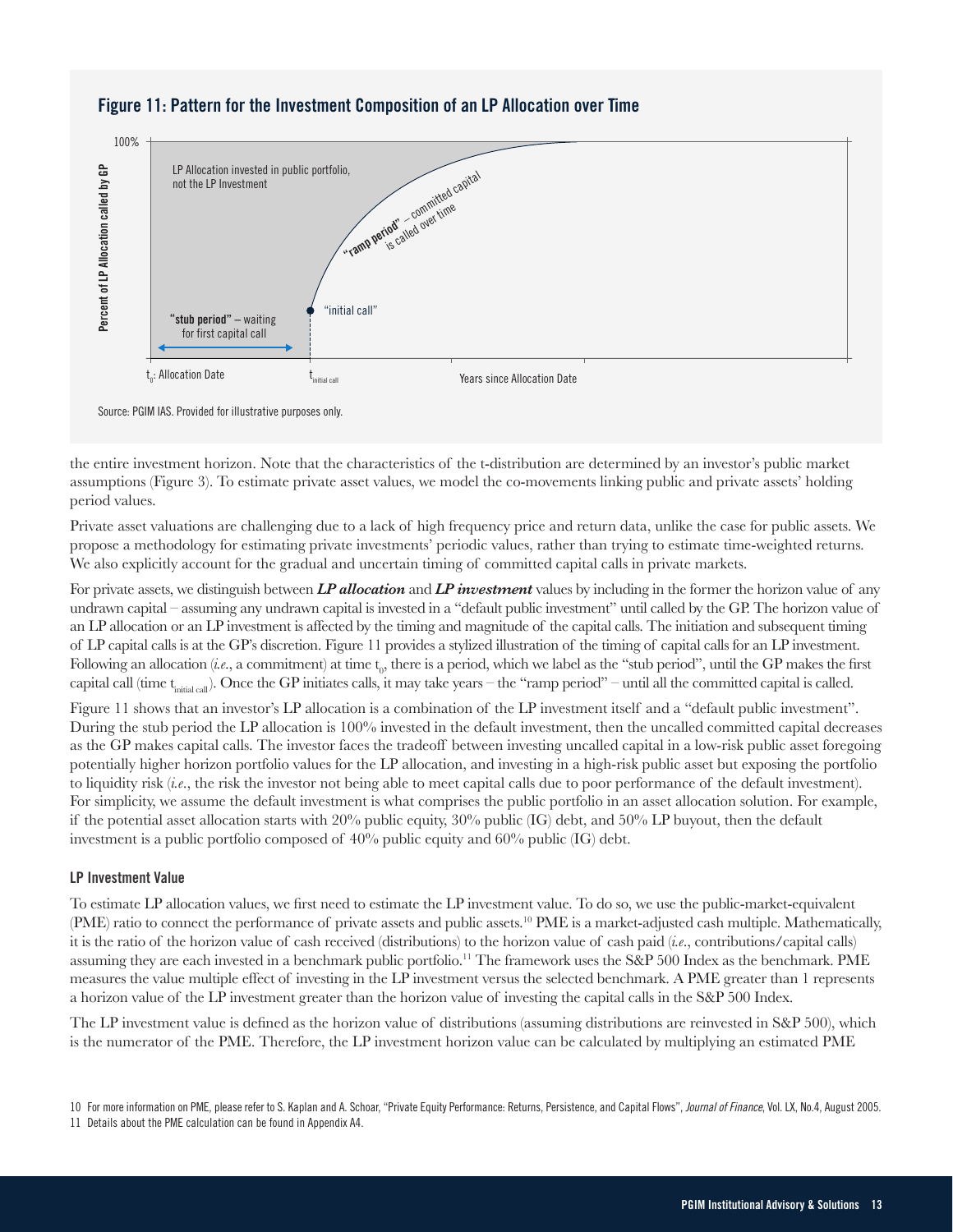**Figure 11: Pattern for the Investment Composition of an LP Allocation over Time**

Source: PGIM IAS. Provided for illustrative purposes only.

the entire investment horizon. Note that the characteristics of the t-distribution are determined by an investor's public market assumptions (Figure 3). To estimate private asset values, we model the co-movements linking public and private assets' holding period values.

Private asset valuations are challenging due to a lack of high frequency price and return data, unlike the case for public assets. We propose a methodology for estimating private investments' periodic values, rather than trying to estimate time-weighted returns. We also explicitly account for the gradual and uncertain timing of committed capital calls in private markets.

For private assets, we distinguish between ***LP allocation*** and ***LP investment*** values by including in the former the horizon value of any undrawn capital – assuming any undrawn capital is invested in a "default public investment" until called by the GP. The horizon value of an LP allocation or an LP investment is affected by the timing and magnitude of the capital calls. The initiation and subsequent timing of LP capital calls is at the GP's discretion. Figure 11 provides a stylized illustration of the timing of capital calls for an LP investment. Following an allocation (*i.e.*, a commitment) at time $t_0$, there is a period, which we label as the "stub period", until the GP makes the first capital call (time $t_{\text{initial call}}$). Once the GP initiates calls, it may take years – the "ramp period" – until all the committed capital is called.

Figure 11 shows that an investor's LP allocation is a combination of the LP investment itself and a "default public investment". During the stub period the LP allocation is 100% invested in the default investment, then the uncalled committed capital decreases as the GP makes capital calls. The investor faces the tradeoff between investing uncalled capital in a low-risk public asset foregoing potentially higher horizon portfolio values for the LP allocation, and investing in a high-risk public asset but exposing the portfolio to liquidity risk (*i.e.*, the risk the investor not being able to meet capital calls due to poor performance of the default investment). For simplicity, we assume the default investment is what comprises the public portfolio in an asset allocation solution. For example, if the potential asset allocation starts with 20% public equity, 30% public (IG) debt, and 50% LP buyout, then the default investment is a public portfolio composed of 40% public equity and 60% public (IG) debt.

### LP Investment Value

To estimate LP allocation values, we first need to estimate the LP investment value. To do so, we use the public-market-equivalent (PME) ratio to connect the performance of private assets and public assets.[10] PME is a market-adjusted cash multiple. Mathematically, it is the ratio of the horizon value of cash received (distributions) to the horizon value of cash paid (*i.e.*, contributions/capital calls) assuming they are each invested in a benchmark public portfolio.[11] The framework uses the S&P 500 Index as the benchmark. PME measures the value multiple effect of investing in the LP investment versus the selected benchmark. A PME greater than 1 represents a horizon value of the LP investment greater than the horizon value of investing the capital calls in the S&P 500 Index.

The LP investment value is defined as the horizon value of distributions (assuming distributions are reinvested in S&P 500), which is the numerator of the PME. Therefore, the LP investment horizon value can be calculated by multiplying an estimated PME

10 For more information on PME, please refer to S. Kaplan and A. Schoar, "Private Equity Performance: Returns, Persistence, and Capital Flows", *Journal of Finance*, Vol. LX, No.4, August 2005.

11 Details about the PME calculation can be found in Appendix A4.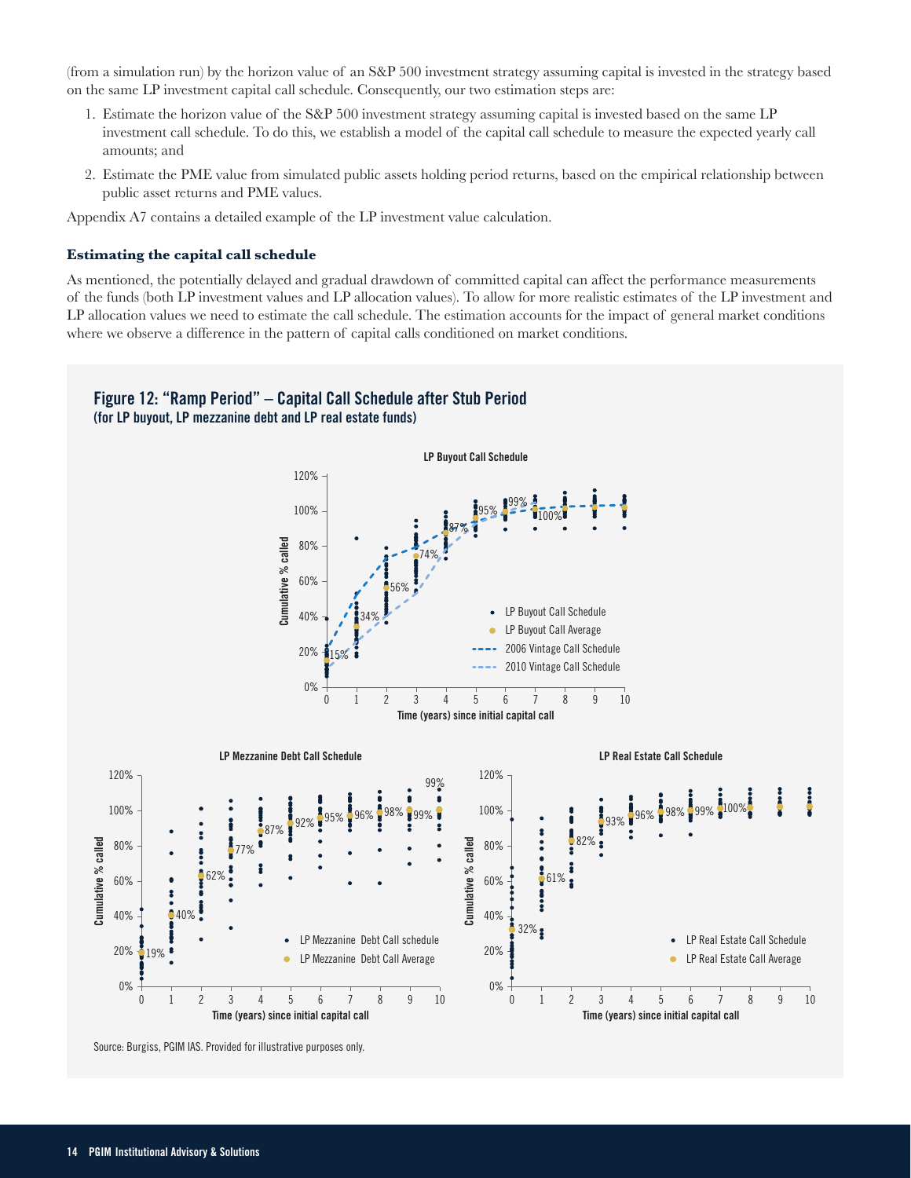(from a simulation run) by the horizon value of an S&P 500 investment strategy assuming capital is invested in the strategy based on the same LP investment capital call schedule. Consequently, our two estimation steps are:

1. Estimate the horizon value of the S&P 500 investment strategy assuming capital is invested based on the same LP investment call schedule. To do this, we establish a model of the capital call schedule to measure the expected yearly call amounts; and
2. Estimate the PME value from simulated public assets holding period returns, based on the empirical relationship between public asset returns and PME values.

Appendix A7 contains a detailed example of the LP investment value calculation.

**Estimating the capital call schedule**

As mentioned, the potentially delayed and gradual drawdown of committed capital can affect the performance measurements of the funds (both LP investment values and LP allocation values). To allow for more realistic estimates of the LP investment and LP allocation values we need to estimate the call schedule. The estimation accounts for the impact of general market conditions where we observe a difference in the pattern of capital calls conditioned on market conditions.

**Figure 12: "Ramp Period" – Capital Call Schedule after Stub Period**
**(for LP buyout, LP mezzanine debt and LP real estate funds)**

Source: Burgiss, PGIM IAS. Provided for illustrative purposes only.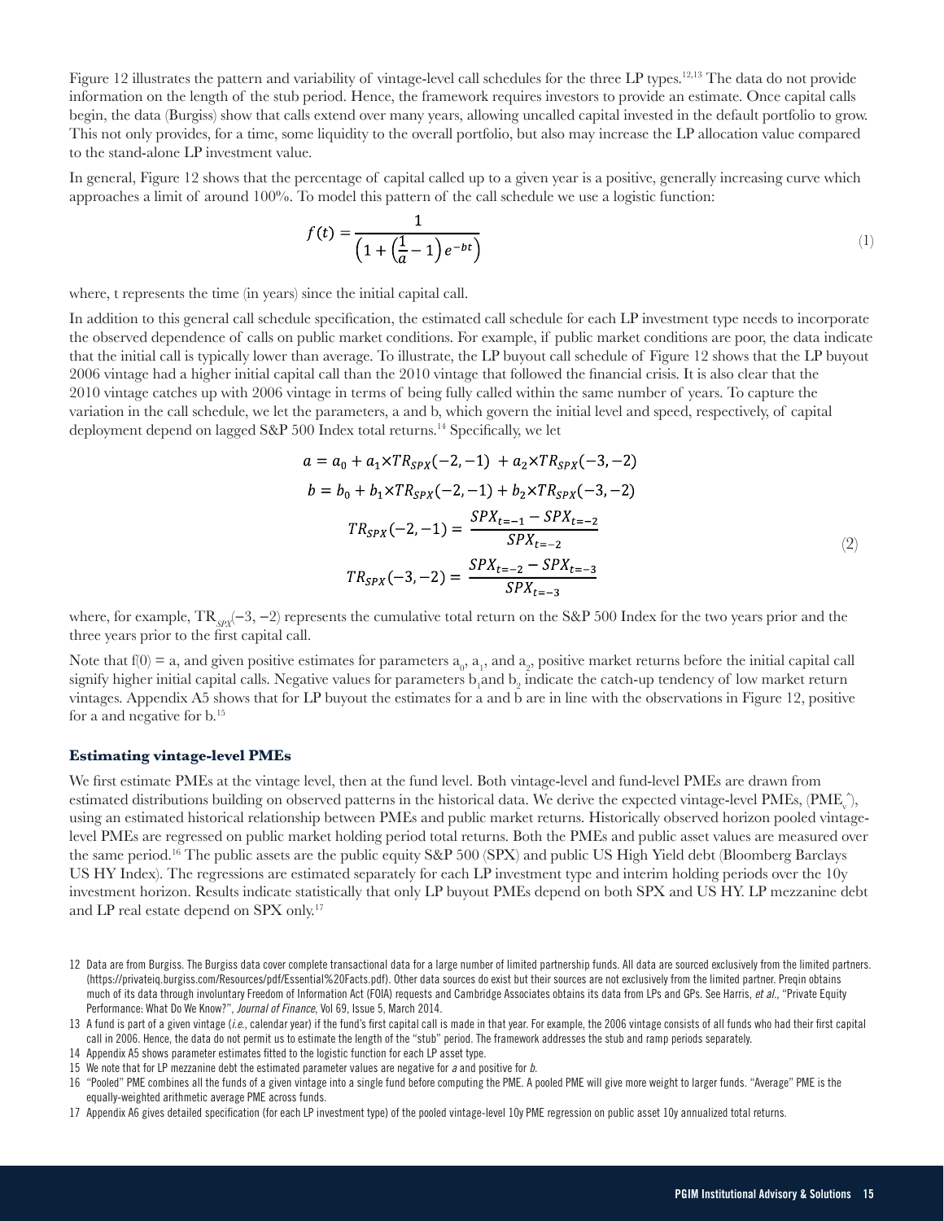Figure 12 illustrates the pattern and variability of vintage-level call schedules for the three LP types.[12,13] The data do not provide information on the length of the stub period. Hence, the framework requires investors to provide an estimate. Once capital calls begin, the data (Burgiss) show that calls extend over many years, allowing uncalled capital invested in the default portfolio to grow. This not only provides, for a time, some liquidity to the overall portfolio, but also may increase the LP allocation value compared to the stand-alone LP investment value.

In general, Figure 12 shows that the percentage of capital called up to a given year is a positive, generally increasing curve which approaches a limit of around 100%. To model this pattern of the call schedule we use a logistic function:

$$f(t) = \frac{1}{\left(1 + \left(\frac{1}{a} - 1\right) e^{-bt}\right)} \tag{1}$$

where, t represents the time (in years) since the initial capital call.

In addition to this general call schedule specification, the estimated call schedule for each LP investment type needs to incorporate the observed dependence of calls on public market conditions. For example, if public market conditions are poor, the data indicate that the initial call is typically lower than average. To illustrate, the LP buyout call schedule of Figure 12 shows that the LP buyout 2006 vintage had a higher initial capital call than the 2010 vintage that followed the financial crisis. It is also clear that the 2010 vintage catches up with 2006 vintage in terms of being fully called within the same number of years. To capture the variation in the call schedule, we let the parameters, a and b, which govern the initial level and speed, respectively, of capital deployment depend on lagged S&P 500 Index total returns.[14] Specifically, we let

$$\begin{aligned}
a &= a_0 + a_1 \times TR_{SPX}(-2,-1) + a_2 \times TR_{SPX}(-3,-2) \\
b &= b_0 + b_1 \times TR_{SPX}(-2,-1) + b_2 \times TR_{SPX}(-3,-2) \\
TR_{SPX}(-2,-1) &= \frac{SPX_{t=-1} - SPX_{t=-2}}{SPX_{t=-2}} \\
TR_{SPX}(-3,-2) &= \frac{SPX_{t=-2} - SPX_{t=-3}}{SPX_{t=-3}}
\end{aligned} \tag{2}$$

where, for example, $TR_{SPX}(-3,-2)$ represents the cumulative total return on the S&P 500 Index for the two years prior and the three years prior to the first capital call.

Note that $f(0) = a$, and given positive estimates for parameters $a_0$, $a_1$, and $a_2$, positive market returns before the initial capital call signify higher initial capital calls. Negative values for parameters $b_1$ and $b_2$ indicate the catch-up tendency of low market return vintages. Appendix A5 shows that for LP buyout the estimates for a and b are in line with the observations in Figure 12, positive for a and negative for b.[15]

### Estimating vintage-level PMEs

We first estimate PMEs at the vintage level, then at the fund level. Both vintage-level and fund-level PMEs are drawn from estimated distributions building on observed patterns in the historical data. We derive the expected vintage-level PMEs, ($\hat{PME_v}$), using an estimated historical relationship between PMEs and public market returns. Historically observed horizon pooled vintage-level PMEs are regressed on public market holding period total returns. Both the PMEs and public asset values are measured over the same period.[16] The public assets are the public equity S&P 500 (SPX) and public US High Yield debt (Bloomberg Barclays US HY Index). The regressions are estimated separately for each LP investment type and interim holding periods over the 10y investment horizon. Results indicate statistically that only LP buyout PMEs depend on both SPX and US HY. LP mezzanine debt and LP real estate depend on SPX only.[17]

12 Data are from Burgiss. The Burgiss data cover complete transactional data for a large number of limited partnership funds. All data are sourced exclusively from the limited partners. (https://privateiq.burgiss.com/Resources/pdf/Essential%20Facts.pdf). Other data sources do exist but their sources are not exclusively from the limited partner. Preqin obtains much of its data through involuntary Freedom of Information Act (FOIA) requests and Cambridge Associates obtains its data from LPs and GPs. See Harris, *et al.,* "Private Equity Performance: What Do We Know?", *Journal of Finance*, Vol 69, Issue 5, March 2014.

13 A fund is part of a given vintage (*i.e.*, calendar year) if the fund's first capital call is made in that year. For example, the 2006 vintage consists of all funds who had their first capital call in 2006. Hence, the data do not permit us to estimate the length of the "stub" period. The framework addresses the stub and ramp periods separately.

14 Appendix A5 shows parameter estimates fitted to the logistic function for each LP asset type.

15 We note that for LP mezzanine debt the estimated parameter values are negative for *a* and positive for *b*.

16 "Pooled" PME combines all the funds of a given vintage into a single fund before computing the PME. A pooled PME will give more weight to larger funds. "Average" PME is the equally-weighted arithmetic average PME across funds.

17 Appendix A6 gives detailed specification (for each LP investment type) of the pooled vintage-level 10y PME regression on public asset 10y annualized total returns.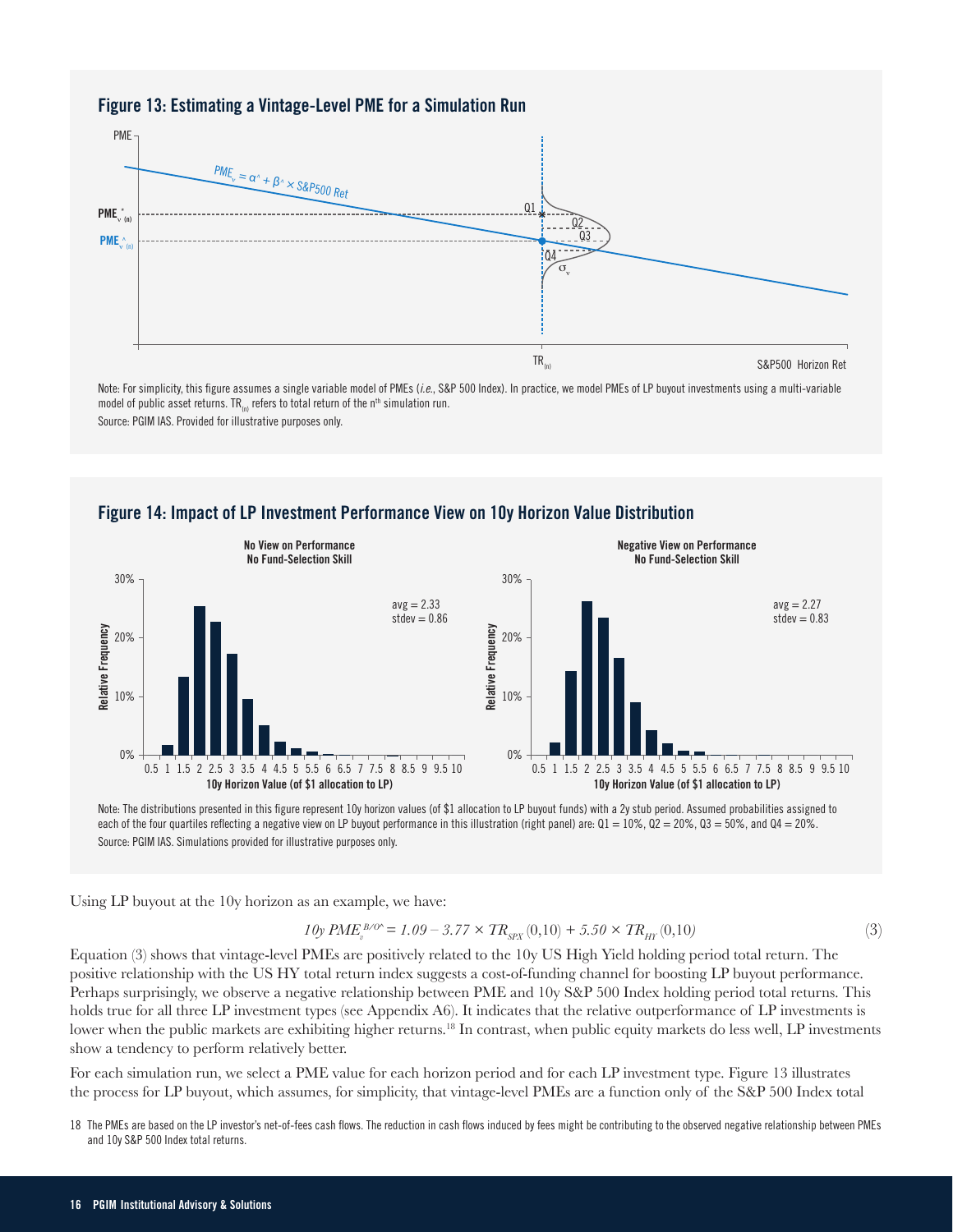## Figure 13: Estimating a Vintage-Level PME for a Simulation Run

Note: For simplicity, this figure assumes a single variable model of PMEs (*i.e.*, S&P 500 Index). In practice, we model PMEs of LP buyout investments using a multi-variable model of public asset returns. $TR_{(n)}$ refers to total return of the $n^{th}$ simulation run.

Source: PGIM IAS. Provided for illustrative purposes only.

## Figure 14: Impact of LP Investment Performance View on 10y Horizon Value Distribution

Note: The distributions presented in this figure represent 10y horizon values (of $1 allocation to LP buyout funds) with a 2y stub period. Assumed probabilities assigned to each of the four quartiles reflecting a negative view on LP buyout performance in this illustration (right panel) are: Q1 = 10%, Q2 = 20%, Q3 = 50%, and Q4 = 20%.

Source: PGIM IAS. Simulations provided for illustrative purposes only.

Using LP buyout at the 10y horizon as an example, we have:

$$10y\ PME_v^{B/O\wedge} = 1.09 - 3.77 \times TR_{SPX}(0,10) + 5.50 \times TR_{HY}(0,10) \quad (3)$$

Equation (3) shows that vintage-level PMEs are positively related to the 10y US High Yield holding period total return. The positive relationship with the US HY total return index suggests a cost-of-funding channel for boosting LP buyout performance. Perhaps surprisingly, we observe a negative relationship between PME and 10y S&P 500 Index holding period total returns. This holds true for all three LP investment types (see Appendix A6). It indicates that the relative outperformance of LP investments is lower when the public markets are exhibiting higher returns.[18] In contrast, when public equity markets do less well, LP investments show a tendency to perform relatively better.

For each simulation run, we select a PME value for each horizon period and for each LP investment type. Figure 13 illustrates the process for LP buyout, which assumes, for simplicity, that vintage-level PMEs are a function only of the S&P 500 Index total

[18] The PMEs are based on the LP investor's net-of-fees cash flows. The reduction in cash flows induced by fees might be contributing to the observed negative relationship between PMEs and 10y S&P 500 Index total returns.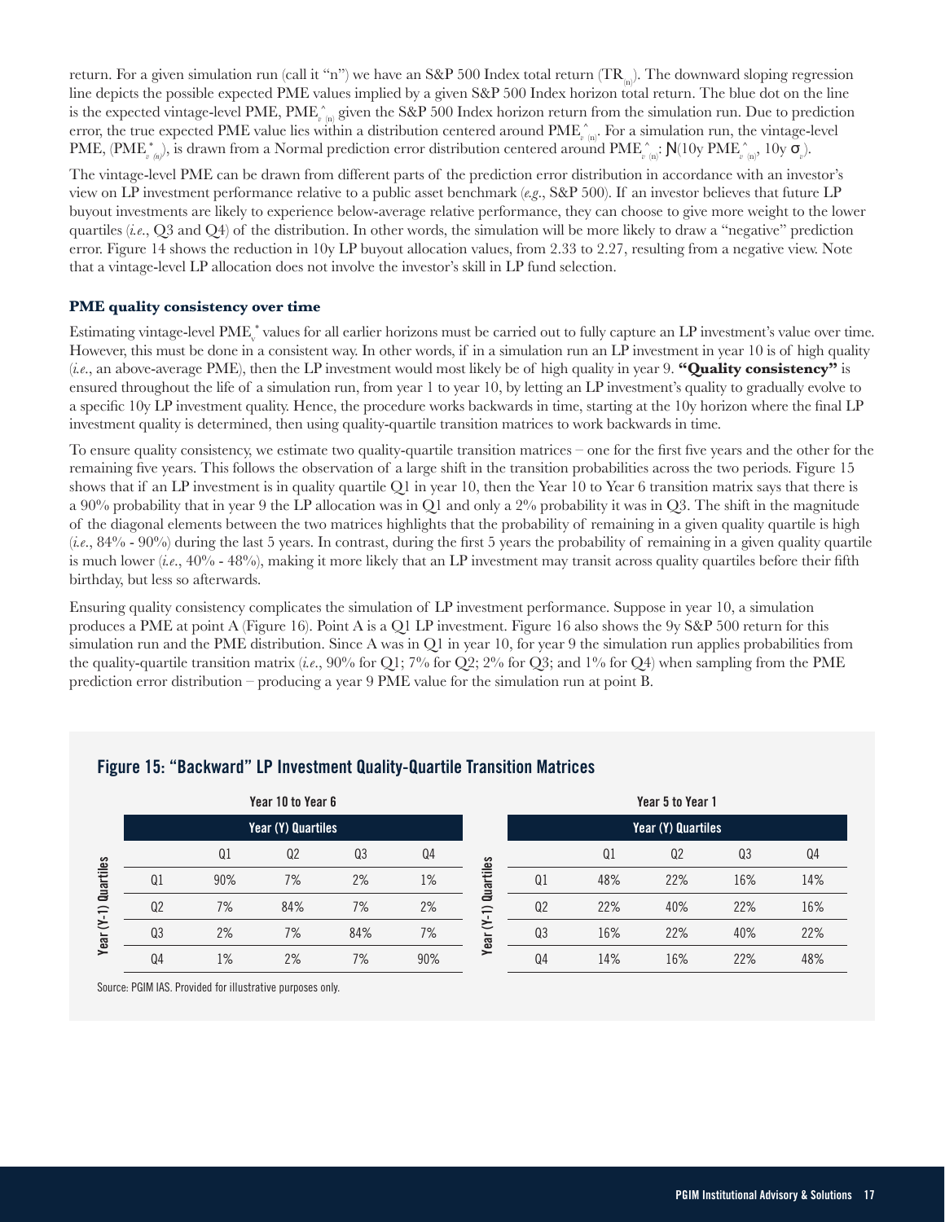return. For a given simulation run (call it "n") we have an S&P 500 Index total return ($TR_{(n)}$). The downward sloping regression line depicts the possible expected PME values implied by a given S&P 500 Index horizon total return. The blue dot on the line is the expected vintage-level PME, $PME^{\wedge}_{v\,(n)}$ given the S&P 500 Index horizon return from the simulation run. Due to prediction error, the true expected PME value lies within a distribution centered around $PME^{\wedge}_{v\,(n)}$. For a simulation run, the vintage-level PME, ($PME^{*}_{v\,(n)}$), is drawn from a Normal prediction error distribution centered around $PME^{\wedge}_{v\,(n)}$: $N(10y\ PME^{\wedge}_{v\,(n)},\ 10y\ \sigma_v)$.

The vintage-level PME can be drawn from different parts of the prediction error distribution in accordance with an investor's view on LP investment performance relative to a public asset benchmark (*e.g.*, S&P 500). If an investor believes that future LP buyout investments are likely to experience below-average relative performance, they can choose to give more weight to the lower quartiles (*i.e.*, Q3 and Q4) of the distribution. In other words, the simulation will be more likely to draw a "negative" prediction error. Figure 14 shows the reduction in 10y LP buyout allocation values, from 2.33 to 2.27, resulting from a negative view. Note that a vintage-level LP allocation does not involve the investor's skill in LP fund selection.

### PME quality consistency over time

Estimating vintage-level $PME_v^*$ values for all earlier horizons must be carried out to fully capture an LP investment's value over time. However, this must be done in a consistent way. In other words, if in a simulation run an LP investment in year 10 is of high quality (*i.e.*, an above-average PME), then the LP investment would most likely be of high quality in year 9. **"Quality consistency"** is ensured throughout the life of a simulation run, from year 1 to year 10, by letting an LP investment's quality to gradually evolve to a specific 10y LP investment quality. Hence, the procedure works backwards in time, starting at the 10y horizon where the final LP investment quality is determined, then using quality-quartile transition matrices to work backwards in time.

To ensure quality consistency, we estimate two quality-quartile transition matrices – one for the first five years and the other for the remaining five years. This follows the observation of a large shift in the transition probabilities across the two periods. Figure 15 shows that if an LP investment is in quality quartile Q1 in year 10, then the Year 10 to Year 6 transition matrix says that there is a 90% probability that in year 9 the LP allocation was in Q1 and only a 2% probability it was in Q3. The shift in the magnitude of the diagonal elements between the two matrices highlights that the probability of remaining in a given quality quartile is high (*i.e.*, 84% - 90%) during the last 5 years. In contrast, during the first 5 years the probability of remaining in a given quality quartile is much lower (*i.e.*, 40% - 48%), making it more likely that an LP investment may transit across quality quartiles before their fifth birthday, but less so afterwards.

Ensuring quality consistency complicates the simulation of LP investment performance. Suppose in year 10, a simulation produces a PME at point A (Figure 16). Point A is a Q1 LP investment. Figure 16 also shows the 9y S&P 500 return for this simulation run and the PME distribution. Since A was in Q1 in year 10, for year 9 the simulation run applies probabilities from the quality-quartile transition matrix (*i.e.*, 90% for Q1; 7% for Q2; 2% for Q3; and 1% for Q4) when sampling from the PME prediction error distribution – producing a year 9 PME value for the simulation run at point B.

#### Figure 15: "Backward" LP Investment Quality-Quartile Transition Matrices

**Year 10 to Year 6**

| Year (Y-1) Quartiles | Year (Y) Quartiles: Q1 | Q2 | Q3 | Q4 |
|---|---|---|---|---|
| Q1 | 90% | 7% | 2% | 1% |
| Q2 | 7% | 84% | 7% | 2% |
| Q3 | 2% | 7% | 84% | 7% |
| Q4 | 1% | 2% | 7% | 90% |

**Year 5 to Year 1**

| Year (Y-1) Quartiles | Year (Y) Quartiles: Q1 | Q2 | Q3 | Q4 |
|---|---|---|---|---|
| Q1 | 48% | 22% | 16% | 14% |
| Q2 | 22% | 40% | 22% | 16% |
| Q3 | 16% | 22% | 40% | 22% |
| Q4 | 14% | 16% | 22% | 48% |

Source: PGIM IAS. Provided for illustrative purposes only.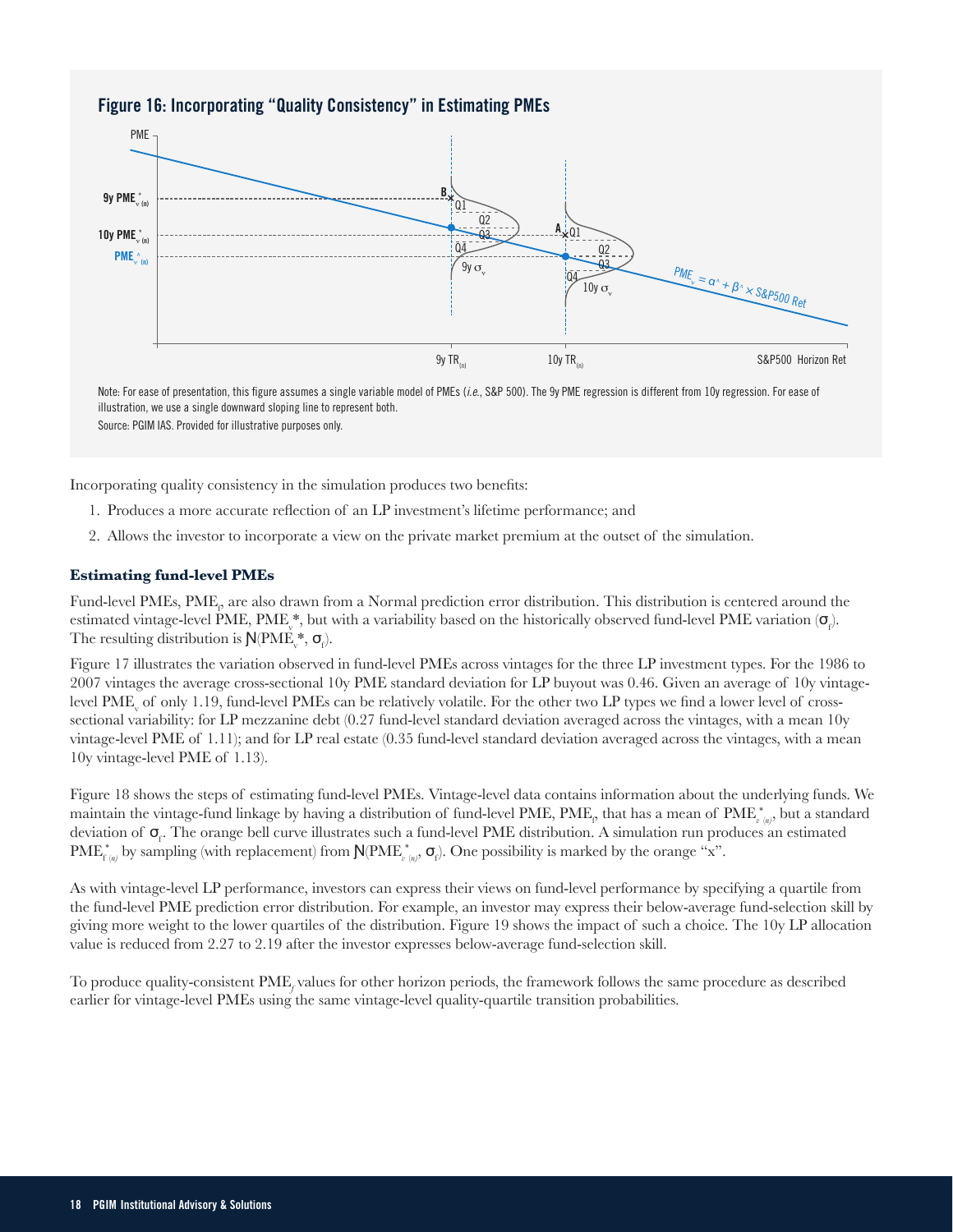## Figure 16: Incorporating "Quality Consistency" in Estimating PMEs

Note: For ease of presentation, this figure assumes a single variable model of PMEs (*i.e.*, S&P 500). The 9y PME regression is different from 10y regression. For ease of illustration, we use a single downward sloping line to represent both.

Source: PGIM IAS. Provided for illustrative purposes only.

Incorporating quality consistency in the simulation produces two benefits:

1. Produces a more accurate reflection of an LP investment's lifetime performance; and
2. Allows the investor to incorporate a view on the private market premium at the outset of the simulation.

#### Estimating fund-level PMEs

Fund-level PMEs, $PME_f$, are also drawn from a Normal prediction error distribution. This distribution is centered around the estimated vintage-level PME, $PME_v^*$, but with a variability based on the historically observed fund-level PME variation ($\sigma_f$). The resulting distribution is $N(PME_v^*, \sigma_f)$.

Figure 17 illustrates the variation observed in fund-level PMEs across vintages for the three LP investment types. For the 1986 to 2007 vintages the average cross-sectional 10y PME standard deviation for LP buyout was 0.46. Given an average of 10y vintage-level $PME_v$ of only 1.19, fund-level PMEs can be relatively volatile. For the other two LP types we find a lower level of cross-sectional variability: for LP mezzanine debt (0.27 fund-level standard deviation averaged across the vintages, with a mean 10y vintage-level PME of 1.11); and for LP real estate (0.35 fund-level standard deviation averaged across the vintages, with a mean 10y vintage-level PME of 1.13).

Figure 18 shows the steps of estimating fund-level PMEs. Vintage-level data contains information about the underlying funds. We maintain the vintage-fund linkage by having a distribution of fund-level PME, $PME_f$, that has a mean of $PME^*_{v\ (n)}$, but a standard deviation of $\sigma_f$. The orange bell curve illustrates such a fund-level PME distribution. A simulation run produces an estimated $PME^*_{f\ (n)}$ by sampling (with replacement) from $N(PME^*_{v\ (n)}, \sigma_f)$. One possibility is marked by the orange "x".

As with vintage-level LP performance, investors can express their views on fund-level performance by specifying a quartile from the fund-level PME prediction error distribution. For example, an investor may express their below-average fund-selection skill by giving more weight to the lower quartiles of the distribution. Figure 19 shows the impact of such a choice. The 10y LP allocation value is reduced from 2.27 to 2.19 after the investor expresses below-average fund-selection skill.

To produce quality-consistent $PME_f$ values for other horizon periods, the framework follows the same procedure as described earlier for vintage-level PMEs using the same vintage-level quality-quartile transition probabilities.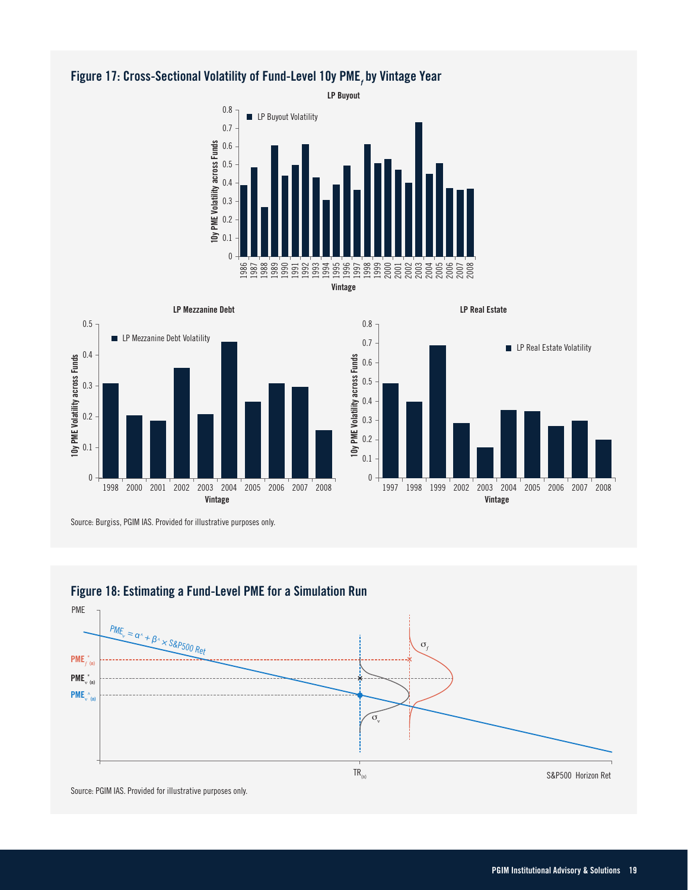## Figure 17: Cross-Sectional Volatility of Fund-Level 10y $PME_f$ by Vintage Year

Source: Burgiss, PGIM IAS. Provided for illustrative purposes only.

## Figure 18: Estimating a Fund-Level PME for a Simulation Run

Source: PGIM IAS. Provided for illustrative purposes only.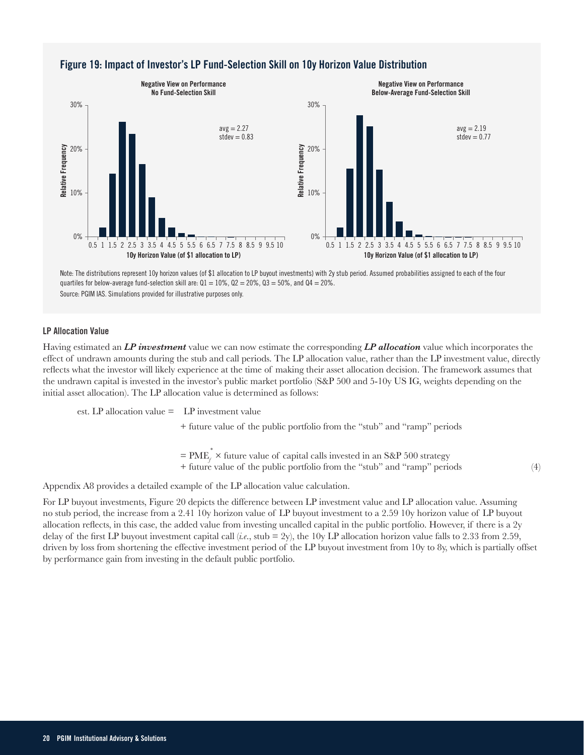## Figure 19: Impact of Investor's LP Fund-Selection Skill on 10y Horizon Value Distribution

Note: The distributions represent 10y horizon values (of $1 allocation to LP buyout investments) with 2y stub period. Assumed probabilities assigned to each of the four quartiles for below-average fund-selection skill are: Q1 = 10%, Q2 = 20%, Q3 = 50%, and Q4 = 20%.

Source: PGIM IAS. Simulations provided for illustrative purposes only.

#### LP Allocation Value

Having estimated an ***LP investment*** value we can now estimate the corresponding ***LP allocation*** value which incorporates the effect of undrawn amounts during the stub and call periods. The LP allocation value, rather than the LP investment value, directly reflects what the investor will likely experience at the time of making their asset allocation decision. The framework assumes that the undrawn capital is invested in the investor's public market portfolio (S&P 500 and 5-10y US IG, weights depending on the initial asset allocation). The LP allocation value is determined as follows:

est. LP allocation value = LP investment value
+ future value of the public portfolio from the "stub" and "ramp" periods

$$= \text{PME}_j^* \times \text{future value of capital calls invested in an S\&P 500 strategy} + \text{future value of the public portfolio from the "stub" and "ramp" periods} \quad (4)$$

Appendix A8 provides a detailed example of the LP allocation value calculation.

For LP buyout investments, Figure 20 depicts the difference between LP investment value and LP allocation value. Assuming no stub period, the increase from a 2.41 10y horizon value of LP buyout investment to a 2.59 10y horizon value of LP buyout allocation reflects, in this case, the added value from investing uncalled capital in the public portfolio. However, if there is a 2y delay of the first LP buyout investment capital call (*i.e.*, stub = 2y), the 10y LP allocation horizon value falls to 2.33 from 2.59, driven by loss from shortening the effective investment period of the LP buyout investment from 10y to 8y, which is partially offset by performance gain from investing in the default public portfolio.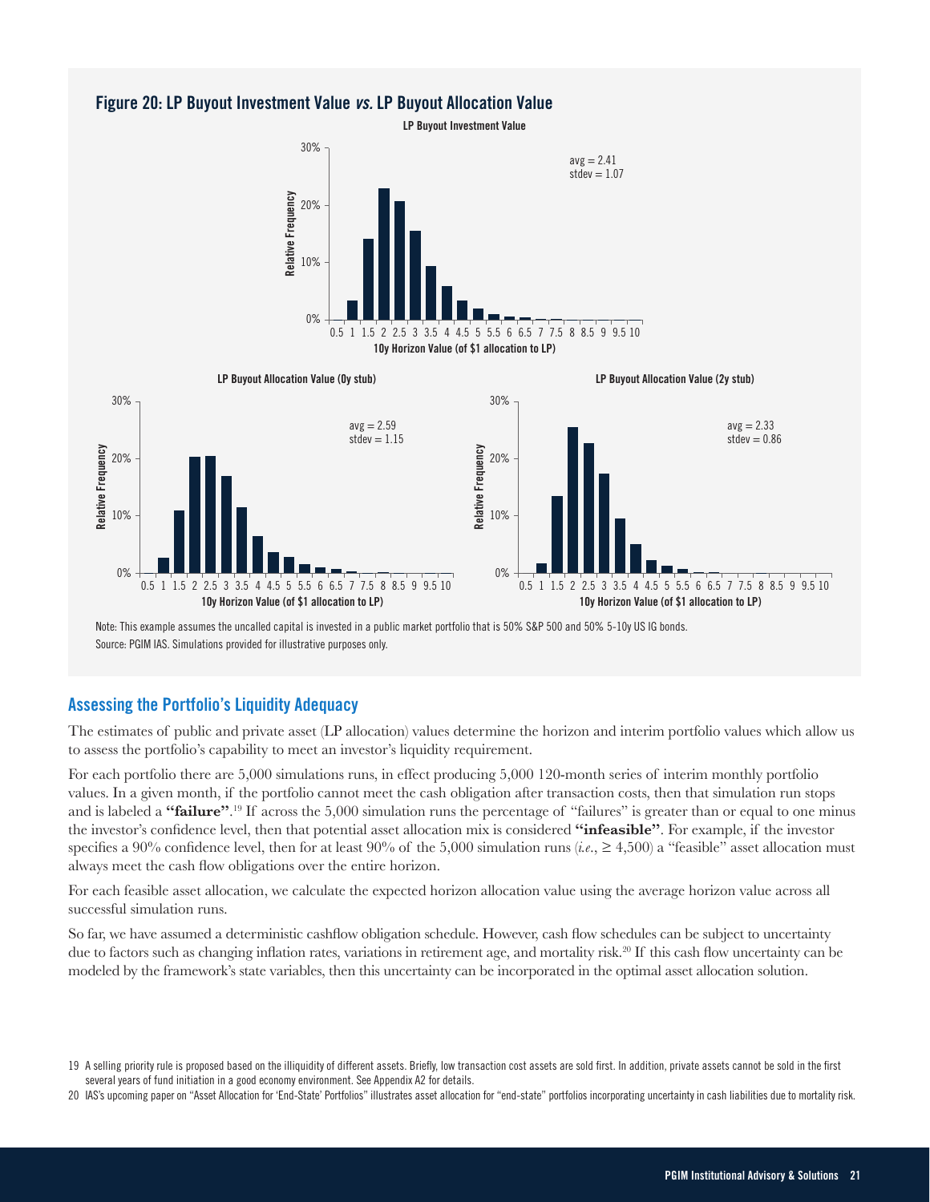## Figure 20: LP Buyout Investment Value *vs.* LP Buyout Allocation Value

**LP Buyout Investment Value**

avg = 2.41
stdev = 1.07

Relative Frequency

10y Horizon Value (of $1 allocation to LP)

**LP Buyout Allocation Value (0y stub)**

avg = 2.59
stdev = 1.15

Relative Frequency

10y Horizon Value (of $1 allocation to LP)

**LP Buyout Allocation Value (2y stub)**

avg = 2.33
stdev = 0.86

Relative Frequency

10y Horizon Value (of $1 allocation to LP)

Note: This example assumes the uncalled capital is invested in a public market portfolio that is 50% S&P 500 and 50% 5-10y US IG bonds.
Source: PGIM IAS. Simulations provided for illustrative purposes only.

## Assessing the Portfolio's Liquidity Adequacy

The estimates of public and private asset (LP allocation) values determine the horizon and interim portfolio values which allow us to assess the portfolio's capability to meet an investor's liquidity requirement.

For each portfolio there are 5,000 simulations runs, in effect producing 5,000 120-month series of interim monthly portfolio values. In a given month, if the portfolio cannot meet the cash obligation after transaction costs, then that simulation run stops and is labeled a **"failure"**.[19] If across the 5,000 simulation runs the percentage of "failures" is greater than or equal to one minus the investor's confidence level, then that potential asset allocation mix is considered **"infeasible"**. For example, if the investor specifies a 90% confidence level, then for at least 90% of the 5,000 simulation runs (*i.e.*, ≥ 4,500) a "feasible" asset allocation must always meet the cash flow obligations over the entire horizon.

For each feasible asset allocation, we calculate the expected horizon allocation value using the average horizon value across all successful simulation runs.

So far, we have assumed a deterministic cashflow obligation schedule. However, cash flow schedules can be subject to uncertainty due to factors such as changing inflation rates, variations in retirement age, and mortality risk.[20] If this cash flow uncertainty can be modeled by the framework's state variables, then this uncertainty can be incorporated in the optimal asset allocation solution.

19 A selling priority rule is proposed based on the illiquidity of different assets. Briefly, low transaction cost assets are sold first. In addition, private assets cannot be sold in the first several years of fund initiation in a good economy environment. See Appendix A2 for details.

20 IAS's upcoming paper on "Asset Allocation for 'End-State' Portfolios" illustrates asset allocation for "end-state" portfolios incorporating uncertainty in cash liabilities due to mortality risk.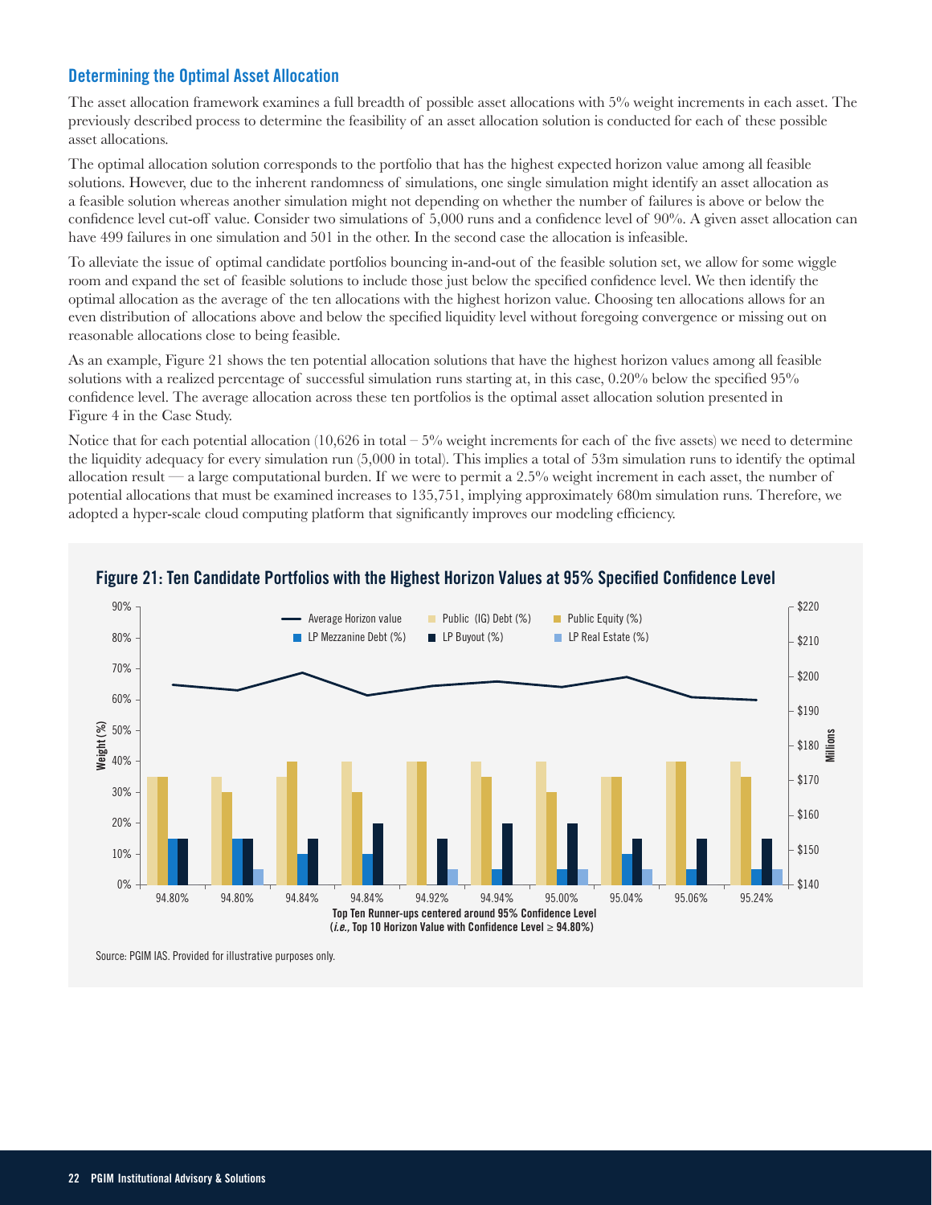## Determining the Optimal Asset Allocation

The asset allocation framework examines a full breadth of possible asset allocations with 5% weight increments in each asset. The previously described process to determine the feasibility of an asset allocation solution is conducted for each of these possible asset allocations.

The optimal allocation solution corresponds to the portfolio that has the highest expected horizon value among all feasible solutions. However, due to the inherent randomness of simulations, one single simulation might identify an asset allocation as a feasible solution whereas another simulation might not depending on whether the number of failures is above or below the confidence level cut-off value. Consider two simulations of 5,000 runs and a confidence level of 90%. A given asset allocation can have 499 failures in one simulation and 501 in the other. In the second case the allocation is infeasible.

To alleviate the issue of optimal candidate portfolios bouncing in-and-out of the feasible solution set, we allow for some wiggle room and expand the set of feasible solutions to include those just below the specified confidence level. We then identify the optimal allocation as the average of the ten allocations with the highest horizon value. Choosing ten allocations allows for an even distribution of allocations above and below the specified liquidity level without foregoing convergence or missing out on reasonable allocations close to being feasible.

As an example, Figure 21 shows the ten potential allocation solutions that have the highest horizon values among all feasible solutions with a realized percentage of successful simulation runs starting at, in this case, 0.20% below the specified 95% confidence level. The average allocation across these ten portfolios is the optimal asset allocation solution presented in Figure 4 in the Case Study.

Notice that for each potential allocation (10,626 in total – 5% weight increments for each of the five assets) we need to determine the liquidity adequacy for every simulation run (5,000 in total). This implies a total of 53m simulation runs to identify the optimal allocation result — a large computational burden. If we were to permit a 2.5% weight increment in each asset, the number of potential allocations that must be examined increases to 135,751, implying approximately 680m simulation runs. Therefore, we adopted a hyper-scale cloud computing platform that significantly improves our modeling efficiency.

**Figure 21: Ten Candidate Portfolios with the Highest Horizon Values at 95% Specified Confidence Level**

| Confidence Level | Public (IG) Debt (%) | Public Equity (%) | LP Mezzanine Debt (%) | LP Buyout (%) | LP Real Estate (%) |
|---|---|---|---|---|---|
| 94.80% | 35 | 35 | 15 | 15 | 0 |
| 94.80% | 35 | 30 | 15 | 15 | 5 |
| 94.84% | 35 | 40 | 10 | 15 | 0 |
| 94.84% | 40 | 30 | 10 | 20 | 0 |
| 94.92% | 40 | 40 | 0 | 15 | 5 |
| 94.94% | 40 | 35 | 5 | 20 | 0 |
| 95.00% | 40 | 30 | 5 | 20 | 5 |
| 95.04% | 35 | 35 | 10 | 15 | 5 |
| 95.06% | 40 | 40 | 5 | 15 | 0 |
| 95.24% | 40 | 35 | 5 | 15 | 5 |

Top Ten Runner-ups centered around 95% Confidence Level
(*i.e.,* Top 10 Horizon Value with Confidence Level ≥ 94.80%)

Source: PGIM IAS. Provided for illustrative purposes only.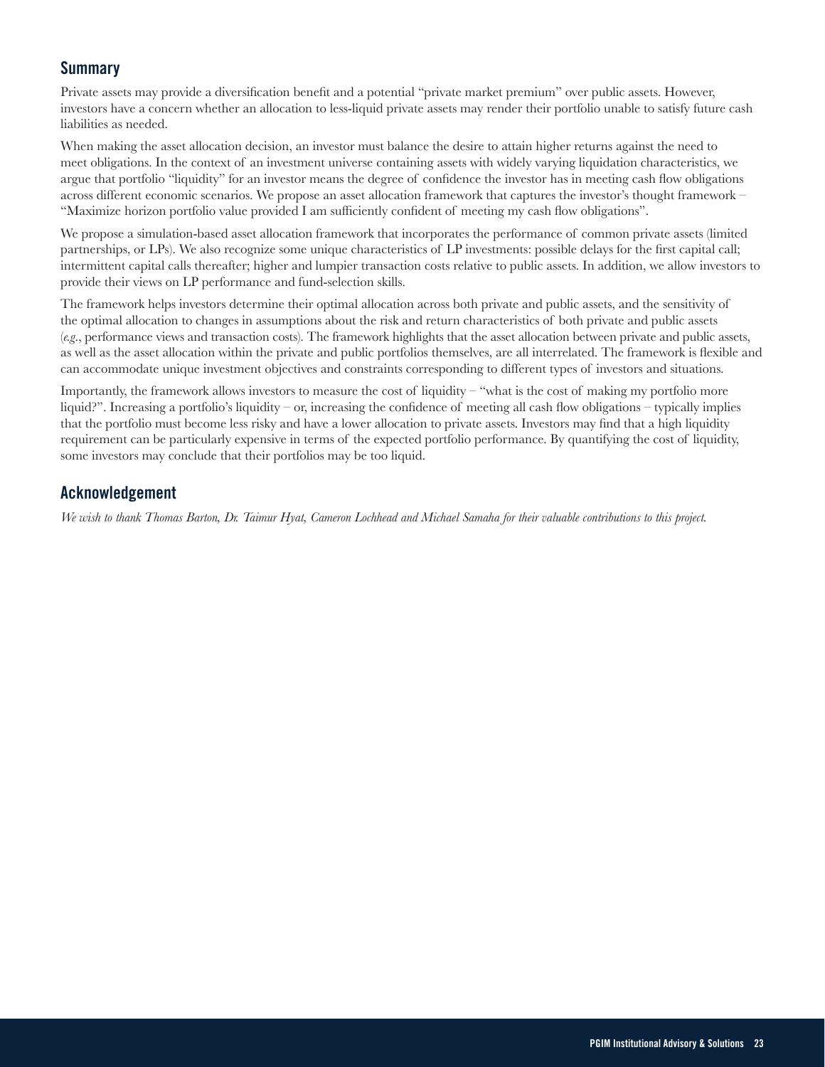## Summary

Private assets may provide a diversification benefit and a potential "private market premium" over public assets. However, investors have a concern whether an allocation to less-liquid private assets may render their portfolio unable to satisfy future cash liabilities as needed.

When making the asset allocation decision, an investor must balance the desire to attain higher returns against the need to meet obligations. In the context of an investment universe containing assets with widely varying liquidation characteristics, we argue that portfolio "liquidity" for an investor means the degree of confidence the investor has in meeting cash flow obligations across different economic scenarios. We propose an asset allocation framework that captures the investor's thought framework – "Maximize horizon portfolio value provided I am sufficiently confident of meeting my cash flow obligations".

We propose a simulation-based asset allocation framework that incorporates the performance of common private assets (limited partnerships, or LPs). We also recognize some unique characteristics of LP investments: possible delays for the first capital call; intermittent capital calls thereafter; higher and lumpier transaction costs relative to public assets. In addition, we allow investors to provide their views on LP performance and fund-selection skills.

The framework helps investors determine their optimal allocation across both private and public assets, and the sensitivity of the optimal allocation to changes in assumptions about the risk and return characteristics of both private and public assets (*e.g.*, performance views and transaction costs). The framework highlights that the asset allocation between private and public assets, as well as the asset allocation within the private and public portfolios themselves, are all interrelated. The framework is flexible and can accommodate unique investment objectives and constraints corresponding to different types of investors and situations.

Importantly, the framework allows investors to measure the cost of liquidity – "what is the cost of making my portfolio more liquid?". Increasing a portfolio's liquidity – or, increasing the confidence of meeting all cash flow obligations – typically implies that the portfolio must become less risky and have a lower allocation to private assets. Investors may find that a high liquidity requirement can be particularly expensive in terms of the expected portfolio performance. By quantifying the cost of liquidity, some investors may conclude that their portfolios may be too liquid.

## Acknowledgement

*We wish to thank Thomas Barton, Dr. Taimur Hyat, Cameron Lochhead and Michael Samaha for their valuable contributions to this project.*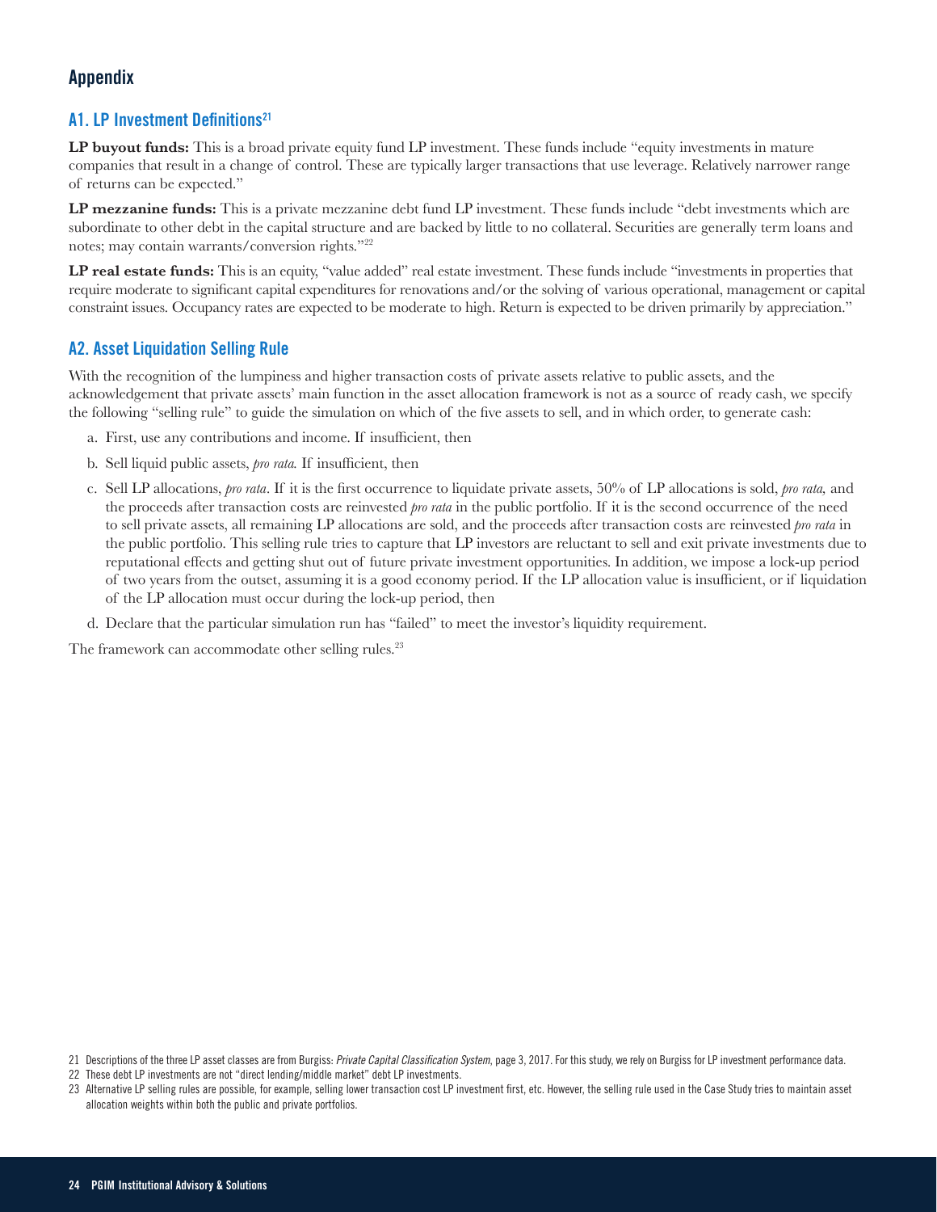## Appendix

### A1. LP Investment Definitions[21]

**LP buyout funds:** This is a broad private equity fund LP investment. These funds include "equity investments in mature companies that result in a change of control. These are typically larger transactions that use leverage. Relatively narrower range of returns can be expected."

**LP mezzanine funds:** This is a private mezzanine debt fund LP investment. These funds include "debt investments which are subordinate to other debt in the capital structure and are backed by little to no collateral. Securities are generally term loans and notes; may contain warrants/conversion rights."[22]

**LP real estate funds:** This is an equity, "value added" real estate investment. These funds include "investments in properties that require moderate to significant capital expenditures for renovations and/or the solving of various operational, management or capital constraint issues. Occupancy rates are expected to be moderate to high. Return is expected to be driven primarily by appreciation."

### A2. Asset Liquidation Selling Rule

With the recognition of the lumpiness and higher transaction costs of private assets relative to public assets, and the acknowledgement that private assets' main function in the asset allocation framework is not as a source of ready cash, we specify the following "selling rule" to guide the simulation on which of the five assets to sell, and in which order, to generate cash:

a. First, use any contributions and income. If insufficient, then

b. Sell liquid public assets, *pro rata.* If insufficient, then

c. Sell LP allocations, *pro rata*. If it is the first occurrence to liquidate private assets, 50% of LP allocations is sold, *pro rata,* and the proceeds after transaction costs are reinvested *pro rata* in the public portfolio. If it is the second occurrence of the need to sell private assets, all remaining LP allocations are sold, and the proceeds after transaction costs are reinvested *pro rata* in the public portfolio. This selling rule tries to capture that LP investors are reluctant to sell and exit private investments due to reputational effects and getting shut out of future private investment opportunities. In addition, we impose a lock-up period of two years from the outset, assuming it is a good economy period. If the LP allocation value is insufficient, or if liquidation of the LP allocation must occur during the lock-up period, then

d. Declare that the particular simulation run has "failed" to meet the investor's liquidity requirement.

The framework can accommodate other selling rules.[23]

21 Descriptions of the three LP asset classes are from Burgiss: *Private Capital Classification System*, page 3, 2017. For this study, we rely on Burgiss for LP investment performance data.

22 These debt LP investments are not "direct lending/middle market" debt LP investments.

23 Alternative LP selling rules are possible, for example, selling lower transaction cost LP investment first, etc. However, the selling rule used in the Case Study tries to maintain asset allocation weights within both the public and private portfolios.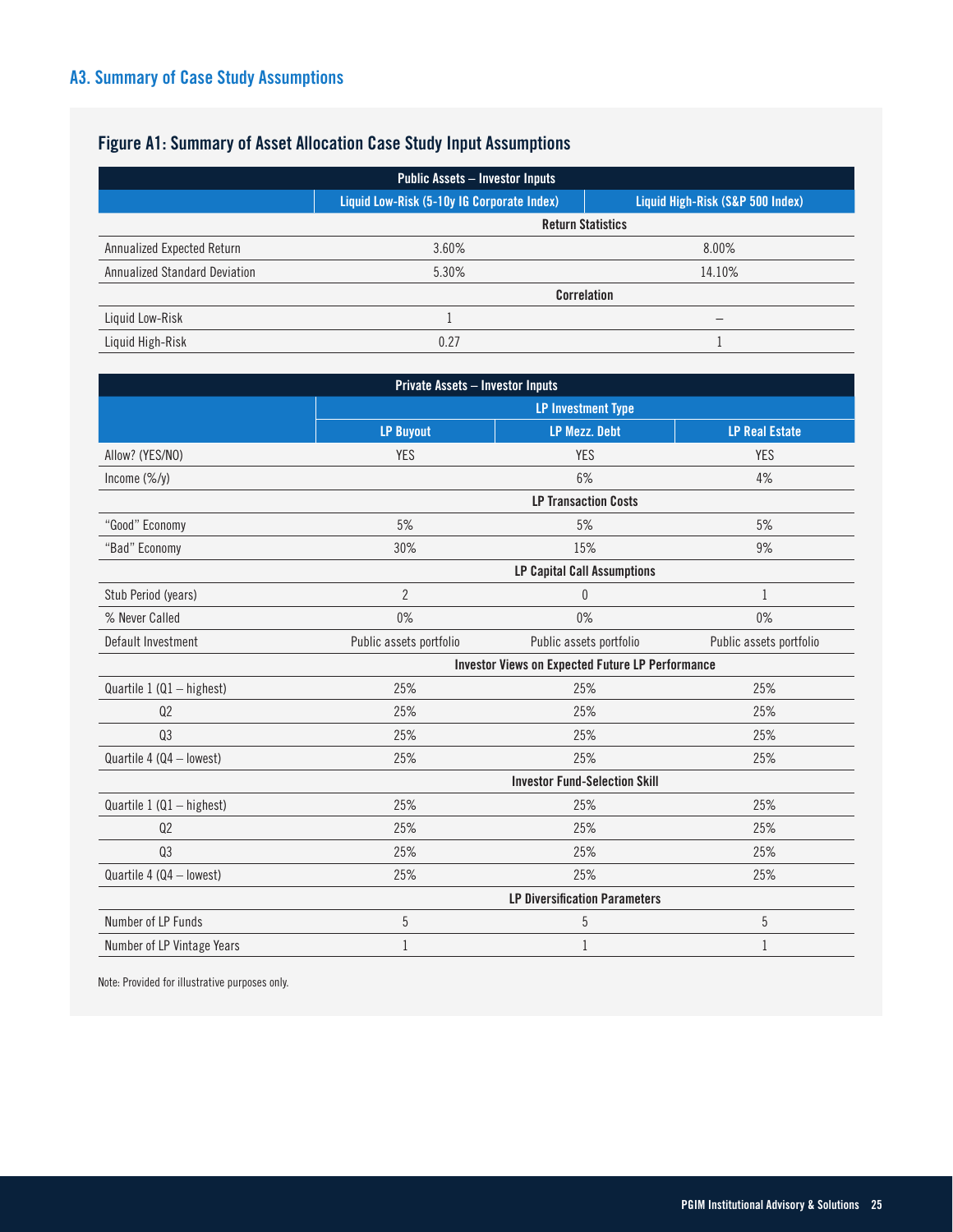## A3. Summary of Case Study Assumptions

### Figure A1: Summary of Asset Allocation Case Study Input Assumptions

| Public Assets – Investor Inputs | | |
|---|---|---|
| | Liquid Low-Risk (5-10y IG Corporate Index) | Liquid High-Risk (S&P 500 Index) |
| **Return Statistics** | | |
| Annualized Expected Return | 3.60% | 8.00% |
| Annualized Standard Deviation | 5.30% | 14.10% |
| **Correlation** | | |
| Liquid Low-Risk | 1 | – |
| Liquid High-Risk | 0.27 | 1 |

| Private Assets – Investor Inputs | | | |
|---|---|---|---|
| | LP Investment Type | | |
| | LP Buyout | LP Mezz. Debt | LP Real Estate |
| Allow? (YES/NO) | YES | YES | YES |
| Income (%/y) | | 6% | 4% |
| **LP Transaction Costs** | | | |
| "Good" Economy | 5% | 5% | 5% |
| "Bad" Economy | 30% | 15% | 9% |
| **LP Capital Call Assumptions** | | | |
| Stub Period (years) | 2 | 0 | 1 |
| % Never Called | 0% | 0% | 0% |
| Default Investment | Public assets portfolio | Public assets portfolio | Public assets portfolio |
| **Investor Views on Expected Future LP Performance** | | | |
| Quartile 1 (Q1 – highest) | 25% | 25% | 25% |
| Q2 | 25% | 25% | 25% |
| Q3 | 25% | 25% | 25% |
| Quartile 4 (Q4 – lowest) | 25% | 25% | 25% |
| **Investor Fund-Selection Skill** | | | |
| Quartile 1 (Q1 – highest) | 25% | 25% | 25% |
| Q2 | 25% | 25% | 25% |
| Q3 | 25% | 25% | 25% |
| Quartile 4 (Q4 – lowest) | 25% | 25% | 25% |
| **LP Diversification Parameters** | | | |
| Number of LP Funds | 5 | 5 | 5 |
| Number of LP Vintage Years | 1 | 1 | 1 |

Note: Provided for illustrative purposes only.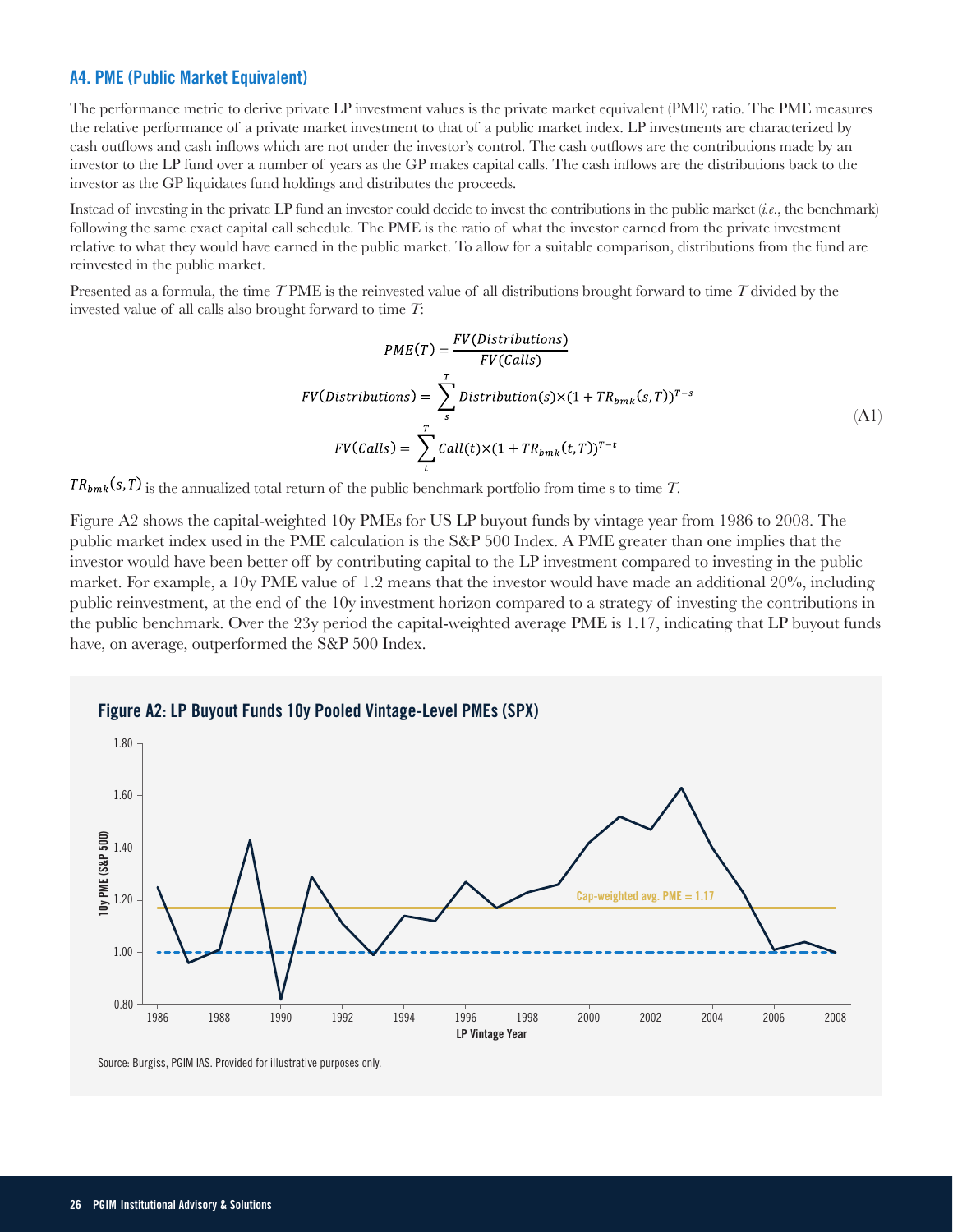### A4. PME (Public Market Equivalent)

The performance metric to derive private LP investment values is the private market equivalent (PME) ratio. The PME measures the relative performance of a private market investment to that of a public market index. LP investments are characterized by cash outflows and cash inflows which are not under the investor's control. The cash outflows are the contributions made by an investor to the LP fund over a number of years as the GP makes capital calls. The cash inflows are the distributions back to the investor as the GP liquidates fund holdings and distributes the proceeds.

Instead of investing in the private LP fund an investor could decide to invest the contributions in the public market (*i.e.*, the benchmark) following the same exact capital call schedule. The PME is the ratio of what the investor earned from the private investment relative to what they would have earned in the public market. To allow for a suitable comparison, distributions from the fund are reinvested in the public market.

Presented as a formula, the time $T$ PME is the reinvested value of all distributions brought forward to time $T$ divided by the invested value of all calls also brought forward to time $T$:

$$PME(T) = \frac{FV(Distributions)}{FV(Calls)}$$

$$FV(Distributions) = \sum_{s}^{T} Distribution(s) \times (1 + TR_{bmk}(s,T))^{T-s} \tag{A1}$$

$$FV(Calls) = \sum_{t}^{T} Call(t) \times (1 + TR_{bmk}(t,T))^{T-t}$$

$TR_{bmk}(s,T)$ is the annualized total return of the public benchmark portfolio from time s to time $T$.

Figure A2 shows the capital-weighted 10y PMEs for US LP buyout funds by vintage year from 1986 to 2008. The public market index used in the PME calculation is the S&P 500 Index. A PME greater than one implies that the investor would have been better off by contributing capital to the LP investment compared to investing in the public market. For example, a 10y PME value of 1.2 means that the investor would have made an additional 20%, including public reinvestment, at the end of the 10y investment horizon compared to a strategy of investing the contributions in the public benchmark. Over the 23y period the capital-weighted average PME is 1.17, indicating that LP buyout funds have, on average, outperformed the S&P 500 Index.

**Figure A2: LP Buyout Funds 10y Pooled Vintage-Level PMEs (SPX)**

Source: Burgiss, PGIM IAS. Provided for illustrative purposes only.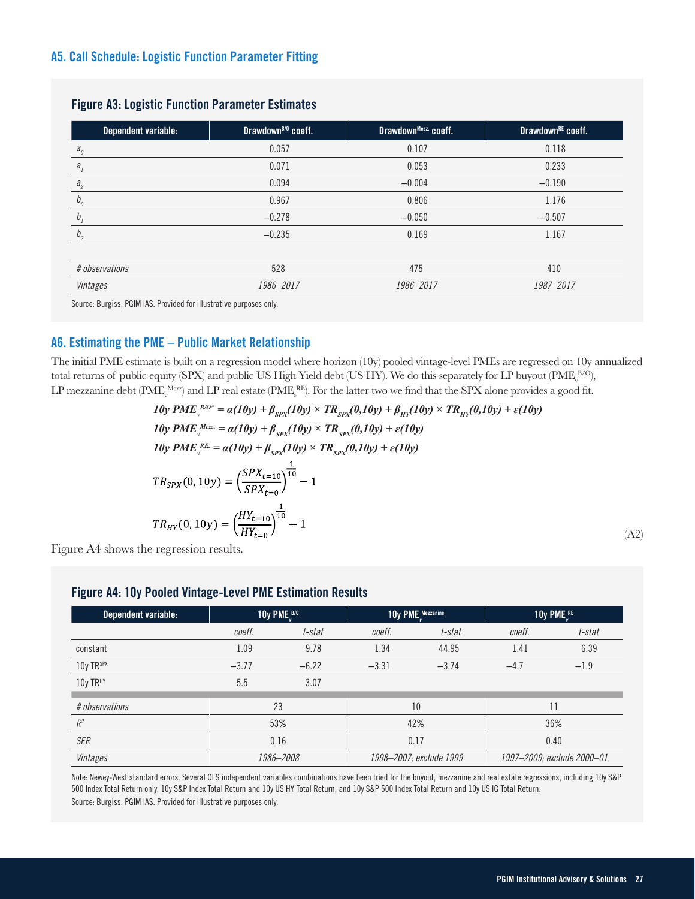## A5. Call Schedule: Logistic Function Parameter Fitting

### Figure A3: Logistic Function Parameter Estimates

| Dependent variable: | Drawdown$^{B/O}$ coeff. | Drawdown$^{Mezz.}$ coeff. | Drawdown$^{RE}$ coeff. |
|---|---|---|---|
| $a_0$ | 0.057 | 0.107 | 0.118 |
| $a_1$ | 0.071 | 0.053 | 0.233 |
| $a_2$ | 0.094 | −0.004 | −0.190 |
| $b_0$ | 0.967 | 0.806 | 1.176 |
| $b_1$ | −0.278 | −0.050 | −0.507 |
| $b_2$ | −0.235 | 0.169 | 1.167 |
| | | | |
| *# observations* | 528 | 475 | 410 |
| *Vintages* | *1986–2017* | *1986–2017* | *1987–2017* |

Source: Burgiss, PGIM IAS. Provided for illustrative purposes only.

## A6. Estimating the PME – Public Market Relationship

The initial PME estimate is built on a regression model where horizon (10y) pooled vintage-level PMEs are regressed on 10y annualized total returns of public equity (SPX) and public US High Yield debt (US HY). We do this separately for LP buyout ($PME_v^{B/O}$), LP mezzanine debt ($PME_v^{Mezz}$) and LP real estate ($PME_v^{RE}$). For the latter two we find that the SPX alone provides a good fit.

$$\mathit{10y}\ PME_v^{B/O\wedge} = \alpha(10y) + \beta_{SPX}(10y) \times TR_{SPX}(0,10y) + \beta_{HY}(10y) \times TR_{HY}(0,10y) + \varepsilon(10y)$$

$$\mathit{10y}\ PME_v^{Mezz.} = \alpha(10y) + \beta_{SPX}(10y) \times TR_{SPX}(0,10y) + \varepsilon(10y)$$

$$\mathit{10y}\ PME_v^{RE.} = \alpha(10y) + \beta_{SPX}(10y) \times TR_{SPX}(0,10y) + \varepsilon(10y)$$

$$TR_{SPX}(0, 10y) = \left(\frac{SPX_{t=10}}{SPX_{t=0}}\right)^{\frac{1}{10}} - 1$$

$$TR_{HY}(0, 10y) = \left(\frac{HY_{t=10}}{HY_{t=0}}\right)^{\frac{1}{10}} - 1 \qquad \text{(A2)}$$

Figure A4 shows the regression results.

### Figure A4: 10y Pooled Vintage-Level PME Estimation Results

| Dependent variable: | 10y $PME_v^{B/O}$ | | 10y $PME_v^{Mezzanine}$ | | 10y $PME_v^{RE}$ | |
|---|---|---|---|---|---|---|
| | *coeff.* | *t-stat* | *coeff.* | *t-stat* | *coeff.* | *t-stat* |
| constant | 1.09 | 9.78 | 1.34 | 44.95 | 1.41 | 6.39 |
| 10y $TR^{SPX}$ | −3.77 | −6.22 | −3.31 | −3.74 | −4.7 | −1.9 |
| 10y $TR^{HY}$ | 5.5 | 3.07 | | | | |
| *# observations* | 23 | | 10 | | 11 | |
| $R^2$ | 53% | | 42% | | 36% | |
| *SER* | 0.16 | | 0.17 | | 0.40 | |
| *Vintages* | *1986–2008* | | *1998–2007; exclude 1999* | | *1997–2009; exclude 2000–01* | |

Note: Newey-West standard errors. Several OLS independent variables combinations have been tried for the buyout, mezzanine and real estate regressions, including 10y S&P 500 Index Total Return only, 10y S&P Index Total Return and 10y US HY Total Return, and 10y S&P 500 Index Total Return and 10y US IG Total Return.

Source: Burgiss, PGIM IAS. Provided for illustrative purposes only.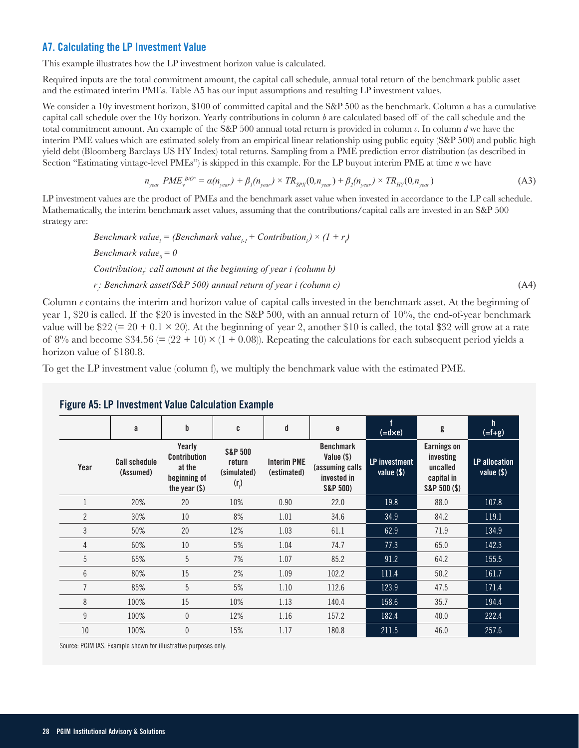### A7. Calculating the LP Investment Value

This example illustrates how the LP investment horizon value is calculated.

Required inputs are the total commitment amount, the capital call schedule, annual total return of the benchmark public asset and the estimated interim PMEs. Table A5 has our input assumptions and resulting LP investment values.

We consider a 10y investment horizon, $100 of committed capital and the S&P 500 as the benchmark. Column *a* has a cumulative capital call schedule over the 10y horizon. Yearly contributions in column *b* are calculated based off of the call schedule and the total commitment amount. An example of the S&P 500 annual total return is provided in column *c*. In column *d* we have the interim PME values which are estimated solely from an empirical linear relationship using public equity (S&P 500) and public high yield debt (Bloomberg Barclays US HY Index) total returns. Sampling from a PME prediction error distribution (as described in Section "Estimating vintage-level PMEs") is skipped in this example. For the LP buyout interim PME at time *n* we have

$$n_{year}\ PME_{v}^{B/O^{\wedge}} = \alpha(n_{year}) + \beta_1(n_{year}) \times TR_{SPX}(0,n_{year}) + \beta_2(n_{year}) \times TR_{HY}(0,n_{year}) \tag{A3}$$

LP investment values are the product of PMEs and the benchmark asset value when invested in accordance to the LP call schedule. Mathematically, the interim benchmark asset values, assuming that the contributions/capital calls are invested in an S&P 500 strategy are:

$$\begin{aligned}
&\textit{Benchmark value}_i = (\textit{Benchmark value}_{i-1} + \textit{Contribution}_i) \times (1 + r_i)\\
&\textit{Benchmark value}_0 = 0\\
&\textit{Contribution}_i\textit{: call amount at the beginning of year i (column b)}\\
&r_i\textit{: Benchmark asset(S\&P 500) annual return of year i (column c)}
\end{aligned} \tag{A4}$$

Column *e* contains the interim and horizon value of capital calls invested in the benchmark asset. At the beginning of year 1, $20 is called. If the $20 is invested in the S&P 500, with an annual return of 10%, the end-of-year benchmark value will be $22 (= 20 + 0.1 × 20). At the beginning of year 2, another $10 is called, the total $32 will grow at a rate of 8% and become $34.56 (= (22 + 10) × (1 + 0.08)). Repeating the calculations for each subsequent period yields a horizon value of $180.8.

To get the LP investment value (column f), we multiply the benchmark value with the estimated PME.

#### Figure A5: LP Investment Value Calculation Example

| | a | b | c | d | e | f (=d×e) | g | h (=f+g) |
|---|---|---|---|---|---|---|---|---|
| Year | Call schedule (Assumed) | Yearly Contribution at the beginning of the year ($) | S&P 500 return (simulated) ($r_i$) | Interim PME (estimated) | Benchmark Value ($) (assuming calls invested in S&P 500) | LP investment value ($) | Earnings on investing uncalled capital in S&P 500 ($) | LP allocation value ($) |
| 1 | 20% | 20 | 10% | 0.90 | 22.0 | 19.8 | 88.0 | 107.8 |
| 2 | 30% | 10 | 8% | 1.01 | 34.6 | 34.9 | 84.2 | 119.1 |
| 3 | 50% | 20 | 12% | 1.03 | 61.1 | 62.9 | 71.9 | 134.9 |
| 4 | 60% | 10 | 5% | 1.04 | 74.7 | 77.3 | 65.0 | 142.3 |
| 5 | 65% | 5 | 7% | 1.07 | 85.2 | 91.2 | 64.2 | 155.5 |
| 6 | 80% | 15 | 2% | 1.09 | 102.2 | 111.4 | 50.2 | 161.7 |
| 7 | 85% | 5 | 5% | 1.10 | 112.6 | 123.9 | 47.5 | 171.4 |
| 8 | 100% | 15 | 10% | 1.13 | 140.4 | 158.6 | 35.7 | 194.4 |
| 9 | 100% | 0 | 12% | 1.16 | 157.2 | 182.4 | 40.0 | 222.4 |
| 10 | 100% | 0 | 15% | 1.17 | 180.8 | 211.5 | 46.0 | 257.6 |

Source: PGIM IAS. Example shown for illustrative purposes only.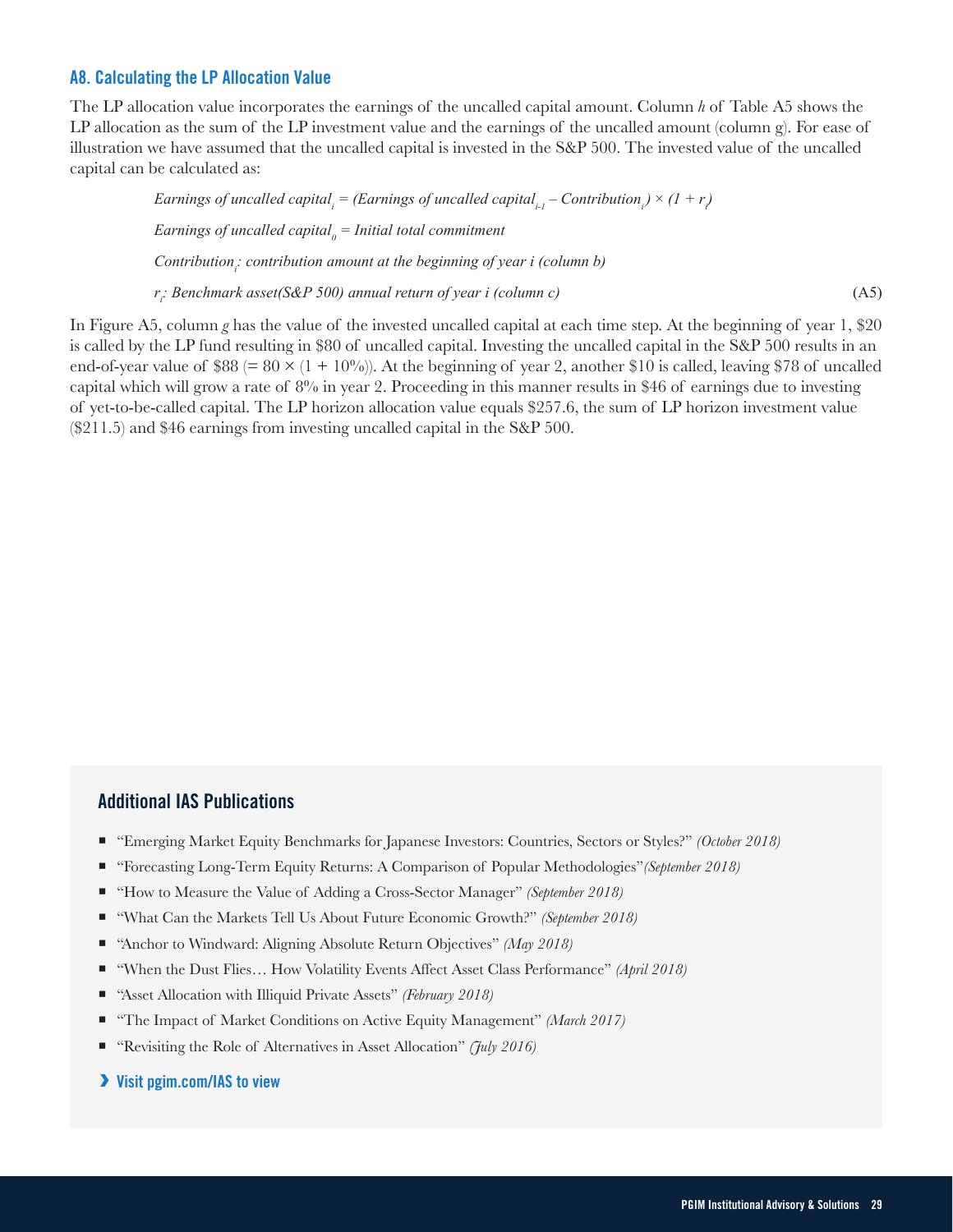## A8. Calculating the LP Allocation Value

The LP allocation value incorporates the earnings of the uncalled capital amount. Column *h* of Table A5 shows the LP allocation as the sum of the LP investment value and the earnings of the uncalled amount (column g). For ease of illustration we have assumed that the uncalled capital is invested in the S&P 500. The invested value of the uncalled capital can be calculated as:

$$\textit{Earnings of uncalled capital}_i = (\textit{Earnings of uncalled capital}_{i-1} - \textit{Contribution}_i) \times (1 + r_i)$$

$$\textit{Earnings of uncalled capital}_0 = \textit{Initial total commitment}$$

$$\textit{Contribution}_i\textit{: contribution amount at the beginning of year i (column b)}$$

$$r_i\textit{: Benchmark asset(S\&P 500) annual return of year i (column c)} \qquad \text{(A5)}$$

In Figure A5, column *g* has the value of the invested uncalled capital at each time step. At the beginning of year 1, $20 is called by the LP fund resulting in $80 of uncalled capital. Investing the uncalled capital in the S&P 500 results in an end-of-year value of $88 (= 80 × (1 + 10%)). At the beginning of year 2, another $10 is called, leaving $78 of uncalled capital which will grow a rate of 8% in year 2. Proceeding in this manner results in $46 of earnings due to investing of yet-to-be-called capital. The LP horizon allocation value equals $257.6, the sum of LP horizon investment value ($211.5) and $46 earnings from investing uncalled capital in the S&P 500.

### Additional IAS Publications

- "Emerging Market Equity Benchmarks for Japanese Investors: Countries, Sectors or Styles?" *(October 2018)*
- "Forecasting Long-Term Equity Returns: A Comparison of Popular Methodologies" *(September 2018)*
- "How to Measure the Value of Adding a Cross-Sector Manager" *(September 2018)*
- "What Can the Markets Tell Us About Future Economic Growth?" *(September 2018)*
- "Anchor to Windward: Aligning Absolute Return Objectives" *(May 2018)*
- "When the Dust Flies… How Volatility Events Affect Asset Class Performance" *(April 2018)*
- "Asset Allocation with Illiquid Private Assets" *(February 2018)*
- "The Impact of Market Conditions on Active Equity Management" *(March 2017)*
- "Revisiting the Role of Alternatives in Asset Allocation" *(July 2016)*

› **Visit pgim.com/IAS to view**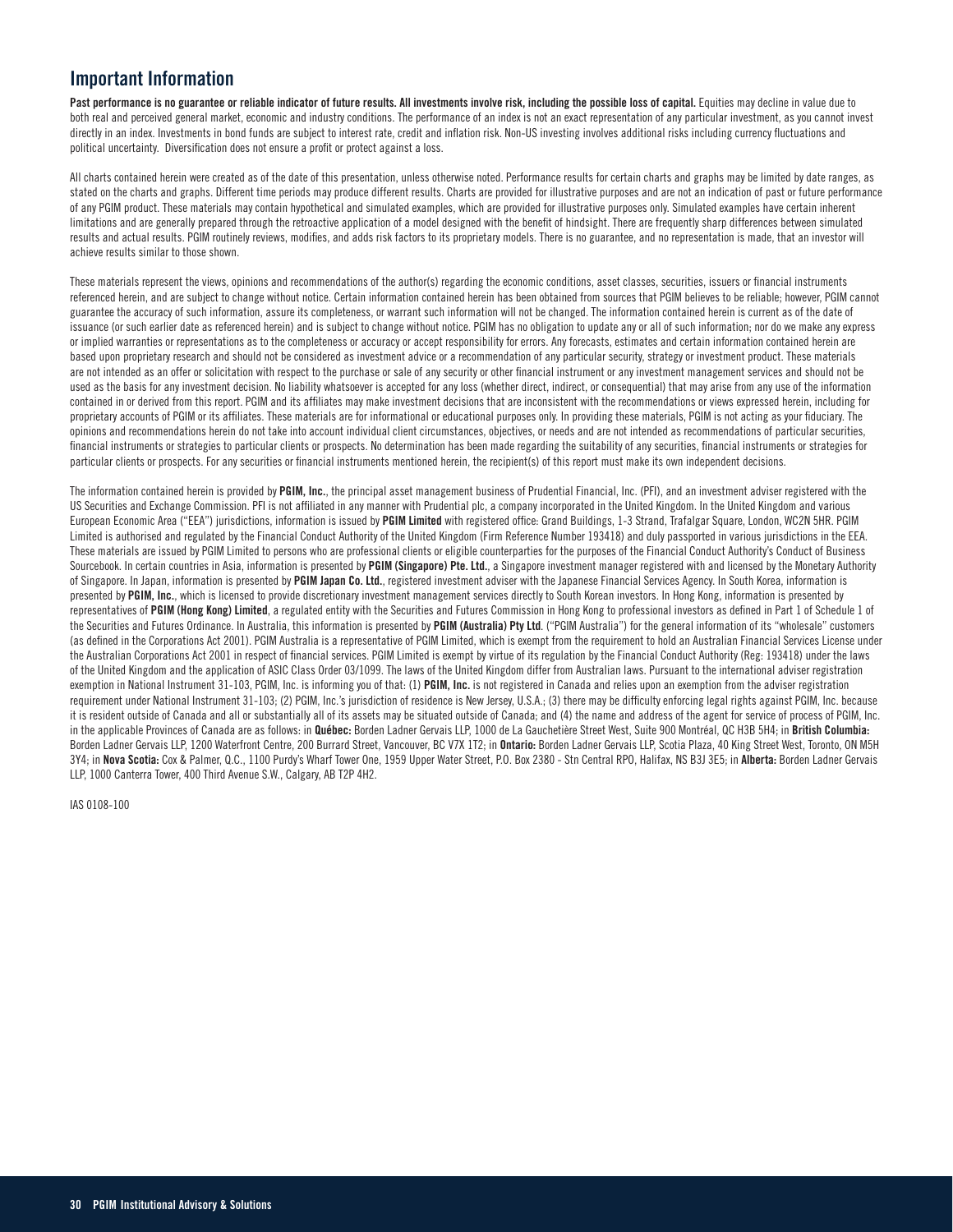## Important Information

**Past performance is no guarantee or reliable indicator of future results. All investments involve risk, including the possible loss of capital.** Equities may decline in value due to both real and perceived general market, economic and industry conditions. The performance of an index is not an exact representation of any particular investment, as you cannot invest directly in an index. Investments in bond funds are subject to interest rate, credit and inflation risk. Non-US investing involves additional risks including currency fluctuations and political uncertainty. Diversification does not ensure a profit or protect against a loss.

All charts contained herein were created as of the date of this presentation, unless otherwise noted. Performance results for certain charts and graphs may be limited by date ranges, as stated on the charts and graphs. Different time periods may produce different results. Charts are provided for illustrative purposes and are not an indication of past or future performance of any PGIM product. These materials may contain hypothetical and simulated examples, which are provided for illustrative purposes only. Simulated examples have certain inherent limitations and are generally prepared through the retroactive application of a model designed with the benefit of hindsight. There are frequently sharp differences between simulated results and actual results. PGIM routinely reviews, modifies, and adds risk factors to its proprietary models. There is no guarantee, and no representation is made, that an investor will achieve results similar to those shown.

These materials represent the views, opinions and recommendations of the author(s) regarding the economic conditions, asset classes, securities, issuers or financial instruments referenced herein, and are subject to change without notice. Certain information contained herein has been obtained from sources that PGIM believes to be reliable; however, PGIM cannot guarantee the accuracy of such information, assure its completeness, or warrant such information will not be changed. The information contained herein is current as of the date of issuance (or such earlier date as referenced herein) and is subject to change without notice. PGIM has no obligation to update any or all of such information; nor do we make any express or implied warranties or representations as to the completeness or accuracy or accept responsibility for errors. Any forecasts, estimates and certain information contained herein are based upon proprietary research and should not be considered as investment advice or a recommendation of any particular security, strategy or investment product. These materials are not intended as an offer or solicitation with respect to the purchase or sale of any security or other financial instrument or any investment management services and should not be used as the basis for any investment decision. No liability whatsoever is accepted for any loss (whether direct, indirect, or consequential) that may arise from any use of the information contained in or derived from this report. PGIM and its affiliates may make investment decisions that are inconsistent with the recommendations or views expressed herein, including for proprietary accounts of PGIM or its affiliates. These materials are for informational or educational purposes only. In providing these materials, PGIM is not acting as your fiduciary. The opinions and recommendations herein do not take into account individual client circumstances, objectives, or needs and are not intended as recommendations of particular securities, financial instruments or strategies to particular clients or prospects. No determination has been made regarding the suitability of any securities, financial instruments or strategies for particular clients or prospects. For any securities or financial instruments mentioned herein, the recipient(s) of this report must make its own independent decisions.

The information contained herein is provided by **PGIM, Inc.**, the principal asset management business of Prudential Financial, Inc. (PFI), and an investment adviser registered with the US Securities and Exchange Commission. PFI is not affiliated in any manner with Prudential plc, a company incorporated in the United Kingdom. In the United Kingdom and various European Economic Area ("EEA") jurisdictions, information is issued by **PGIM Limited** with registered office: Grand Buildings, 1-3 Strand, Trafalgar Square, London, WC2N 5HR. PGIM Limited is authorised and regulated by the Financial Conduct Authority of the United Kingdom (Firm Reference Number 193418) and duly passported in various jurisdictions in the EEA. These materials are issued by PGIM Limited to persons who are professional clients or eligible counterparties for the purposes of the Financial Conduct Authority's Conduct of Business Sourcebook. In certain countries in Asia, information is presented by **PGIM (Singapore) Pte. Ltd.**, a Singapore investment manager registered with and licensed by the Monetary Authority of Singapore. In Japan, information is presented by **PGIM Japan Co. Ltd.**, registered investment adviser with the Japanese Financial Services Agency. In South Korea, information is presented by **PGIM, Inc.**, which is licensed to provide discretionary investment management services directly to South Korean investors. In Hong Kong, information is presented by representatives of **PGIM (Hong Kong) Limited**, a regulated entity with the Securities and Futures Commission in Hong Kong to professional investors as defined in Part 1 of Schedule 1 of the Securities and Futures Ordinance. In Australia, this information is presented by **PGIM (Australia) Pty Ltd**. ("PGIM Australia") for the general information of its "wholesale" customers (as defined in the Corporations Act 2001). PGIM Australia is a representative of PGIM Limited, which is exempt from the requirement to hold an Australian Financial Services License under the Australian Corporations Act 2001 in respect of financial services. PGIM Limited is exempt by virtue of its regulation by the Financial Conduct Authority (Reg: 193418) under the laws of the United Kingdom and the application of ASIC Class Order 03/1099. The laws of the United Kingdom differ from Australian laws. Pursuant to the international adviser registration exemption in National Instrument 31-103, PGIM, Inc. is informing you of that: (1) **PGIM, Inc.** is not registered in Canada and relies upon an exemption from the adviser registration requirement under National Instrument 31-103; (2) PGIM, Inc.'s jurisdiction of residence is New Jersey, U.S.A.; (3) there may be difficulty enforcing legal rights against PGIM, Inc. because it is resident outside of Canada and all or substantially all of its assets may be situated outside of Canada; and (4) the name and address of the agent for service of process of PGIM, Inc. in the applicable Provinces of Canada are as follows: in **Québec:** Borden Ladner Gervais LLP, 1000 de La Gauchetière Street West, Suite 900 Montréal, QC H3B 5H4; in **British Columbia:** Borden Ladner Gervais LLP, 1200 Waterfront Centre, 200 Burrard Street, Vancouver, BC V7X 1T2; in **Ontario:** Borden Ladner Gervais LLP, Scotia Plaza, 40 King Street West, Toronto, ON M5H 3Y4; in **Nova Scotia:** Cox & Palmer, Q.C., 1100 Purdy's Wharf Tower One, 1959 Upper Water Street, P.O. Box 2380 - Stn Central RPO, Halifax, NS B3J 3E5; in **Alberta:** Borden Ladner Gervais LLP, 1000 Canterra Tower, 400 Third Avenue S.W., Calgary, AB T2P 4H2.

IAS 0108-100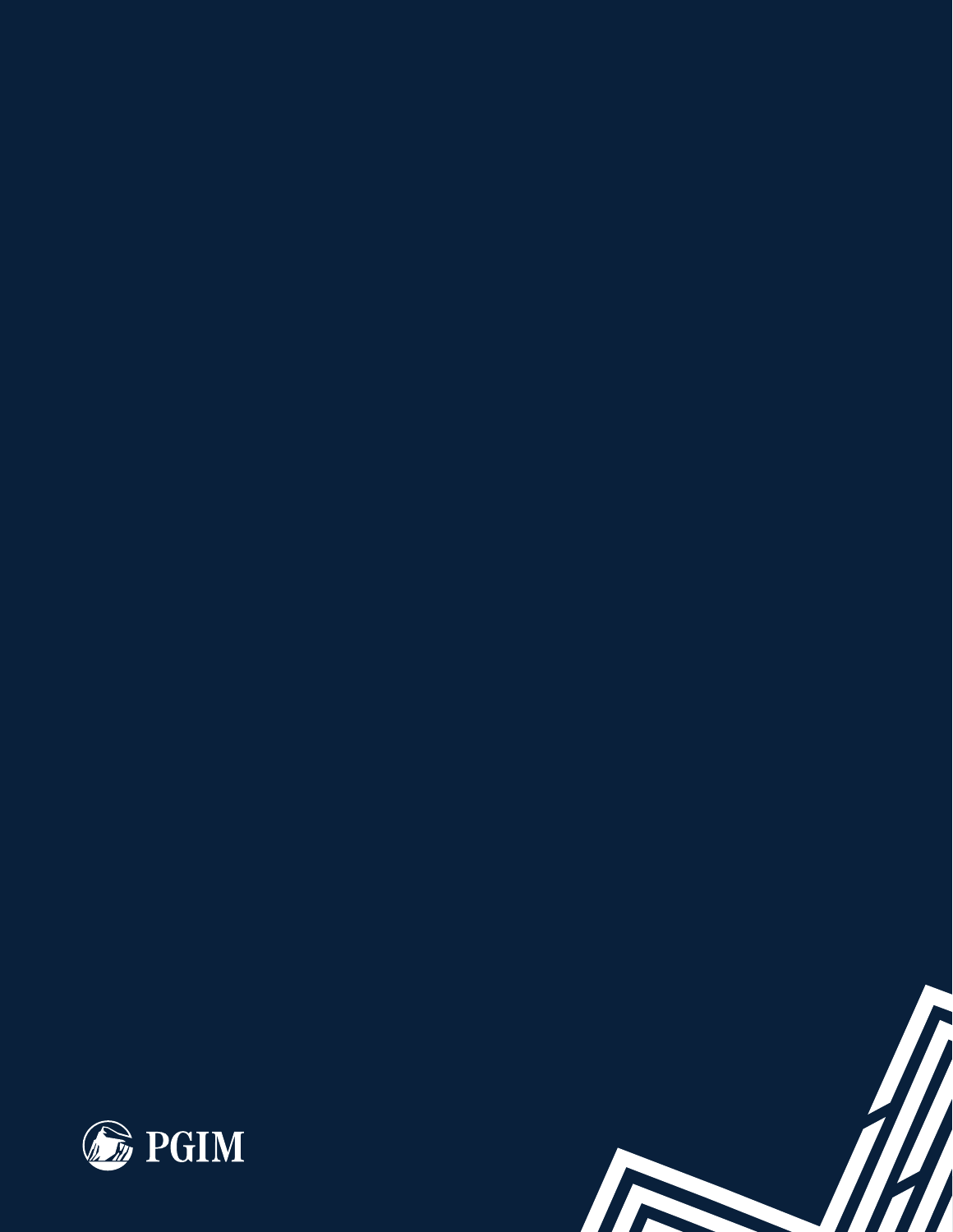PGIM